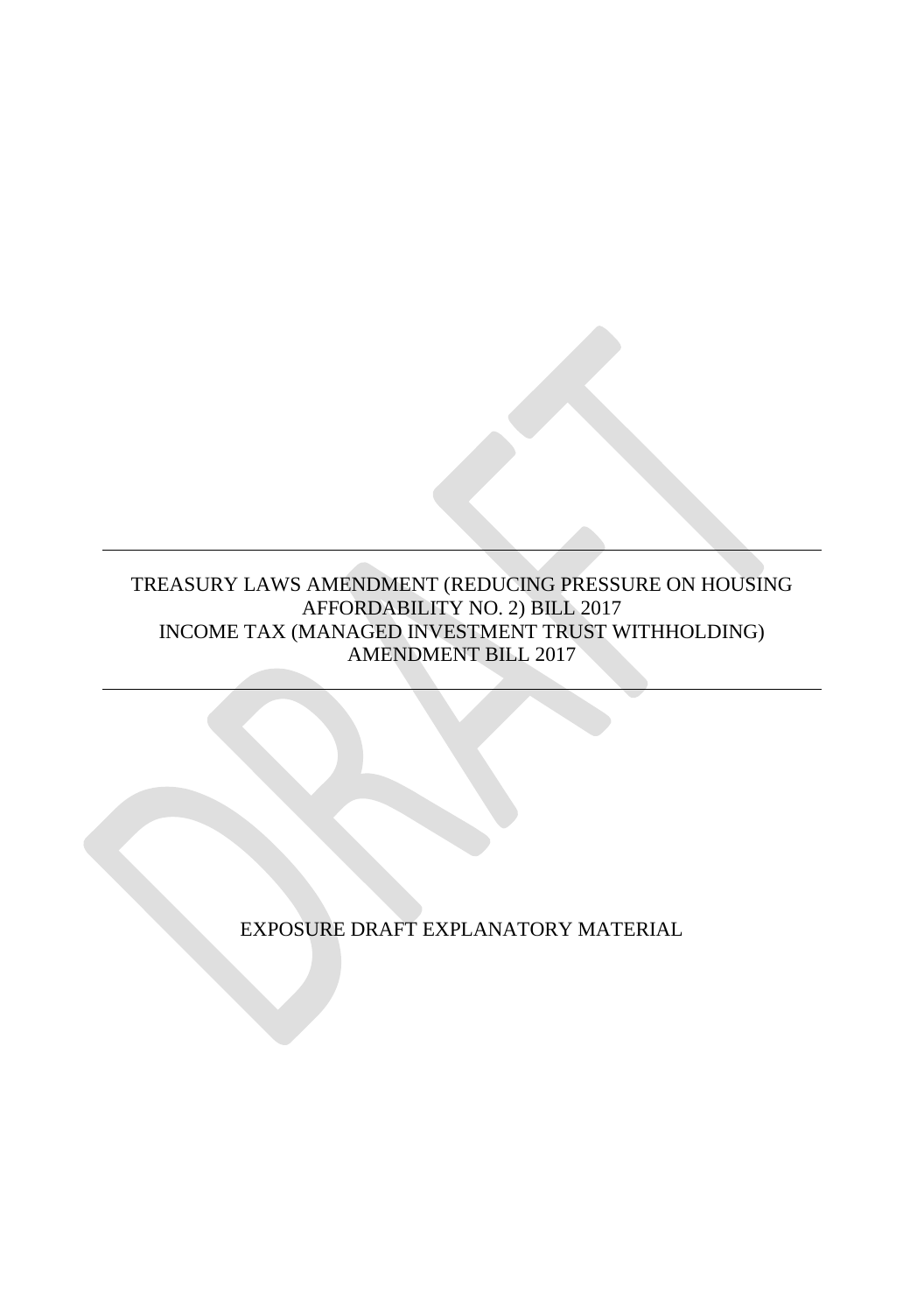---

TREASURY LAWS AMENDMENT (REDUCING PRESSURE ON HOUSING AFFORDABILITY NO. 2) BILL 2017
INCOME TAX (MANAGED INVESTMENT TRUST WITHHOLDING) AMENDMENT BILL 2017

---

EXPOSURE DRAFT EXPLANATORY MATERIAL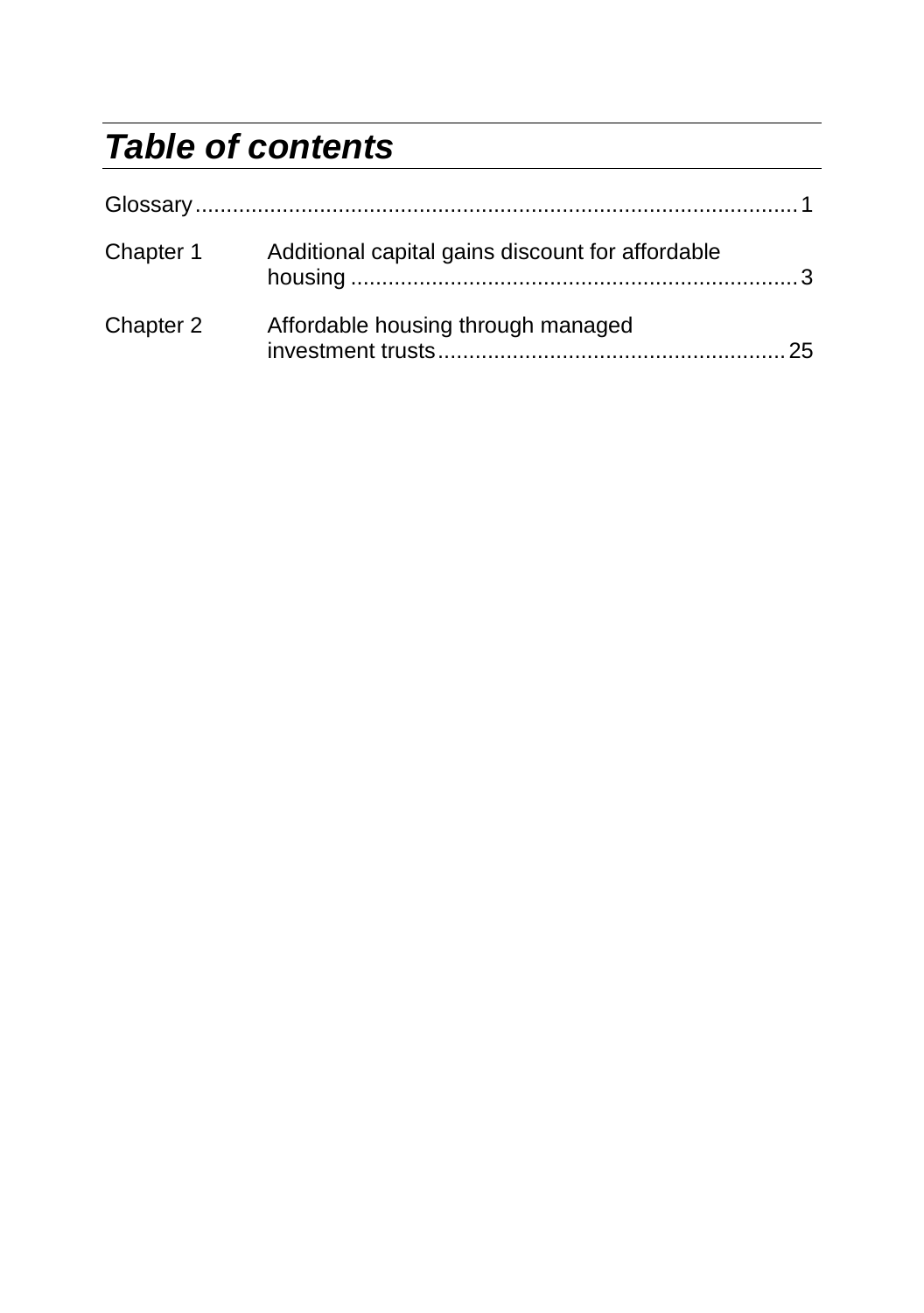## *Table of contents*

Glossary ........................................................................................ 1

Chapter 1 Additional capital gains discount for affordable housing ........................................................................ 3

Chapter 2 Affordable housing through managed investment trusts ........................................................ 25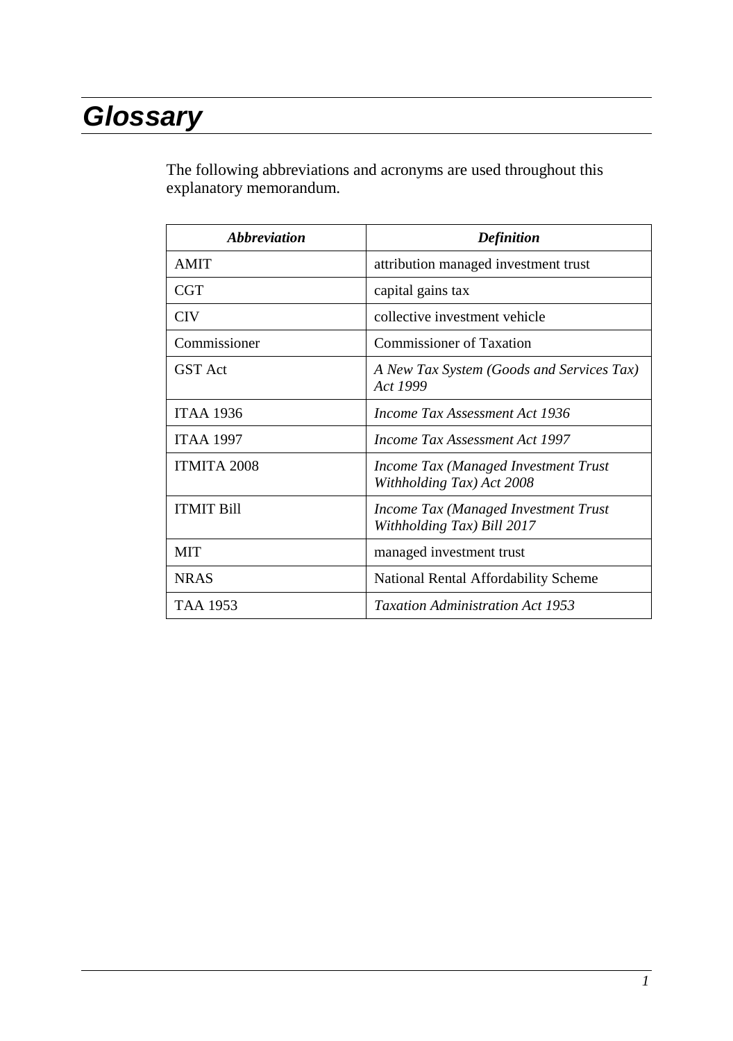# *Glossary*

The following abbreviations and acronyms are used throughout this explanatory memorandum.

| ***Abbreviation*** | ***Definition*** |
|---|---|
| AMIT | attribution managed investment trust |
| CGT | capital gains tax |
| CIV | collective investment vehicle |
| Commissioner | Commissioner of Taxation |
| GST Act | *A New Tax System (Goods and Services Tax) Act 1999* |
| ITAA 1936 | *Income Tax Assessment Act 1936* |
| ITAA 1997 | *Income Tax Assessment Act 1997* |
| ITMITA 2008 | *Income Tax (Managed Investment Trust Withholding Tax) Act 2008* |
| ITMIT Bill | *Income Tax (Managed Investment Trust Withholding Tax) Bill 2017* |
| MIT | managed investment trust |
| NRAS | National Rental Affordability Scheme |
| TAA 1953 | *Taxation Administration Act 1953* |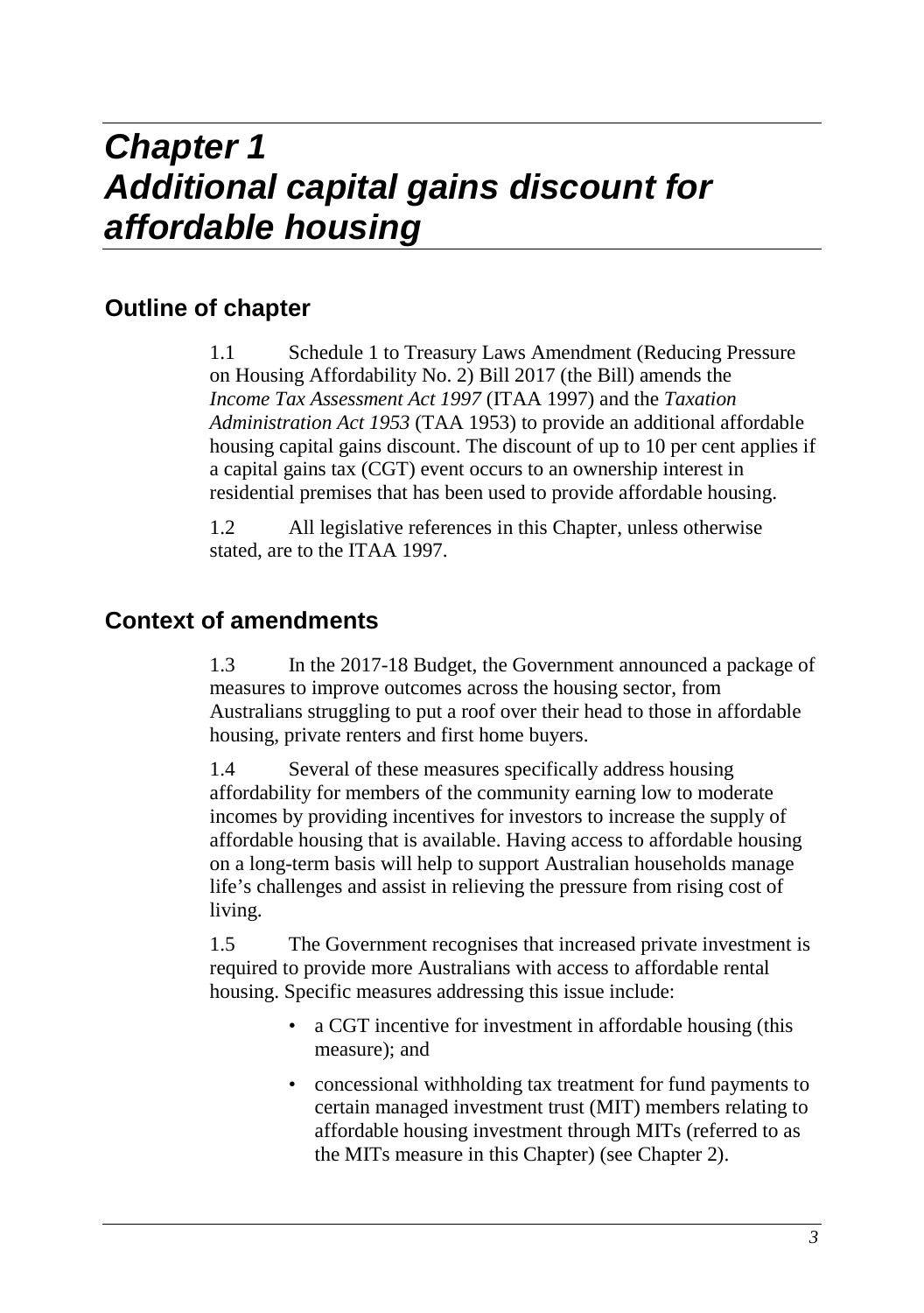# *Chapter 1*
# *Additional capital gains discount for affordable housing*

## Outline of chapter

1.1 Schedule 1 to Treasury Laws Amendment (Reducing Pressure on Housing Affordability No. 2) Bill 2017 (the Bill) amends the *Income Tax Assessment Act 1997* (ITAA 1997) and the *Taxation Administration Act 1953* (TAA 1953) to provide an additional affordable housing capital gains discount. The discount of up to 10 per cent applies if a capital gains tax (CGT) event occurs to an ownership interest in residential premises that has been used to provide affordable housing.

1.2 All legislative references in this Chapter, unless otherwise stated, are to the ITAA 1997.

## Context of amendments

1.3 In the 2017-18 Budget, the Government announced a package of measures to improve outcomes across the housing sector, from Australians struggling to put a roof over their head to those in affordable housing, private renters and first home buyers.

1.4 Several of these measures specifically address housing affordability for members of the community earning low to moderate incomes by providing incentives for investors to increase the supply of affordable housing that is available. Having access to affordable housing on a long-term basis will help to support Australian households manage life's challenges and assist in relieving the pressure from rising cost of living.

1.5 The Government recognises that increased private investment is required to provide more Australians with access to affordable rental housing. Specific measures addressing this issue include:

- a CGT incentive for investment in affordable housing (this measure); and
- concessional withholding tax treatment for fund payments to certain managed investment trust (MIT) members relating to affordable housing investment through MITs (referred to as the MITs measure in this Chapter) (see Chapter 2).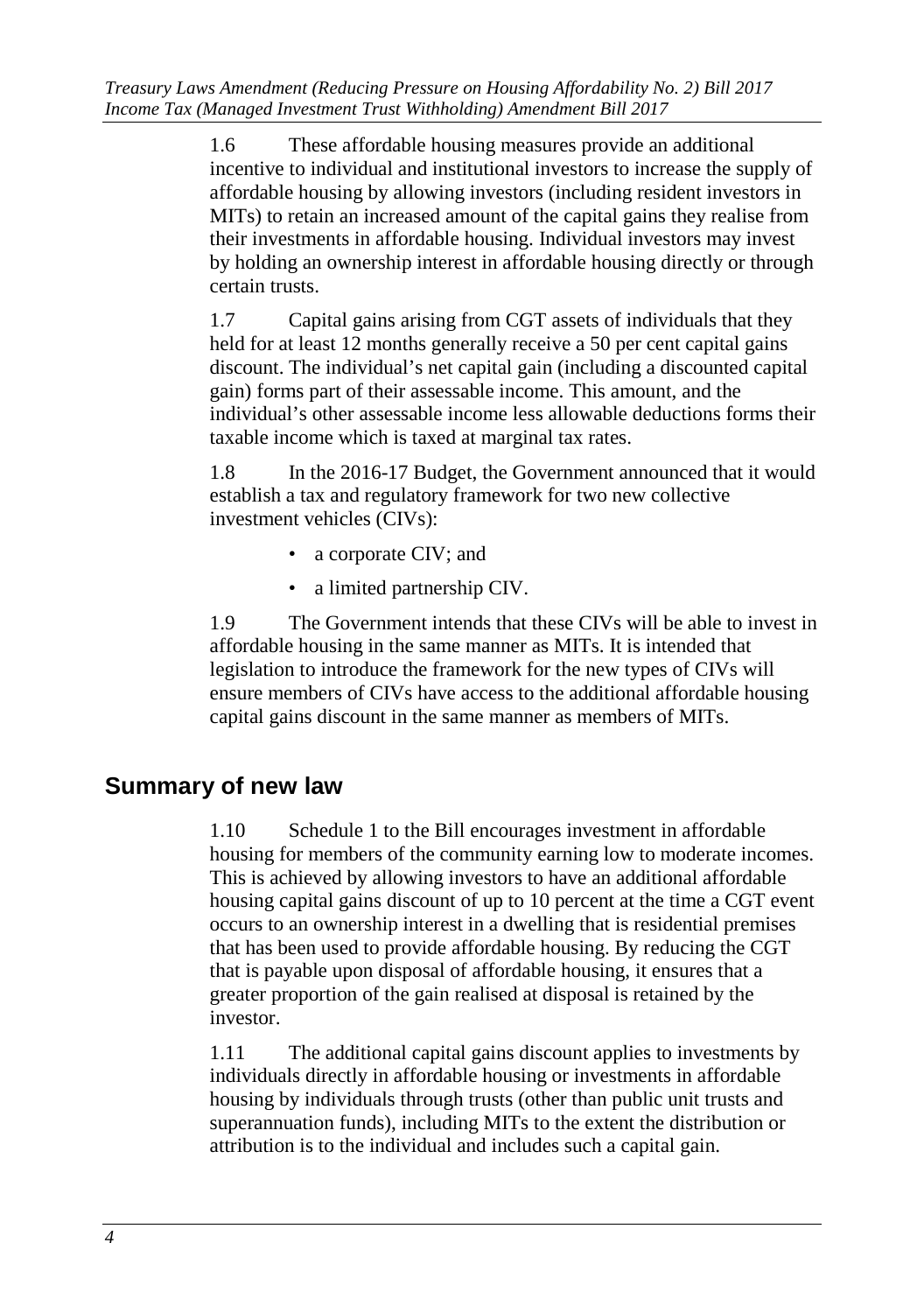1.6 These affordable housing measures provide an additional incentive to individual and institutional investors to increase the supply of affordable housing by allowing investors (including resident investors in MITs) to retain an increased amount of the capital gains they realise from their investments in affordable housing. Individual investors may invest by holding an ownership interest in affordable housing directly or through certain trusts.

1.7 Capital gains arising from CGT assets of individuals that they held for at least 12 months generally receive a 50 per cent capital gains discount. The individual's net capital gain (including a discounted capital gain) forms part of their assessable income. This amount, and the individual's other assessable income less allowable deductions forms their taxable income which is taxed at marginal tax rates.

1.8 In the 2016-17 Budget, the Government announced that it would establish a tax and regulatory framework for two new collective investment vehicles (CIVs):

- a corporate CIV; and
- a limited partnership CIV.

1.9 The Government intends that these CIVs will be able to invest in affordable housing in the same manner as MITs. It is intended that legislation to introduce the framework for the new types of CIVs will ensure members of CIVs have access to the additional affordable housing capital gains discount in the same manner as members of MITs.

## Summary of new law

1.10 Schedule 1 to the Bill encourages investment in affordable housing for members of the community earning low to moderate incomes. This is achieved by allowing investors to have an additional affordable housing capital gains discount of up to 10 percent at the time a CGT event occurs to an ownership interest in a dwelling that is residential premises that has been used to provide affordable housing. By reducing the CGT that is payable upon disposal of affordable housing, it ensures that a greater proportion of the gain realised at disposal is retained by the investor.

1.11 The additional capital gains discount applies to investments by individuals directly in affordable housing or investments in affordable housing by individuals through trusts (other than public unit trusts and superannuation funds), including MITs to the extent the distribution or attribution is to the individual and includes such a capital gain.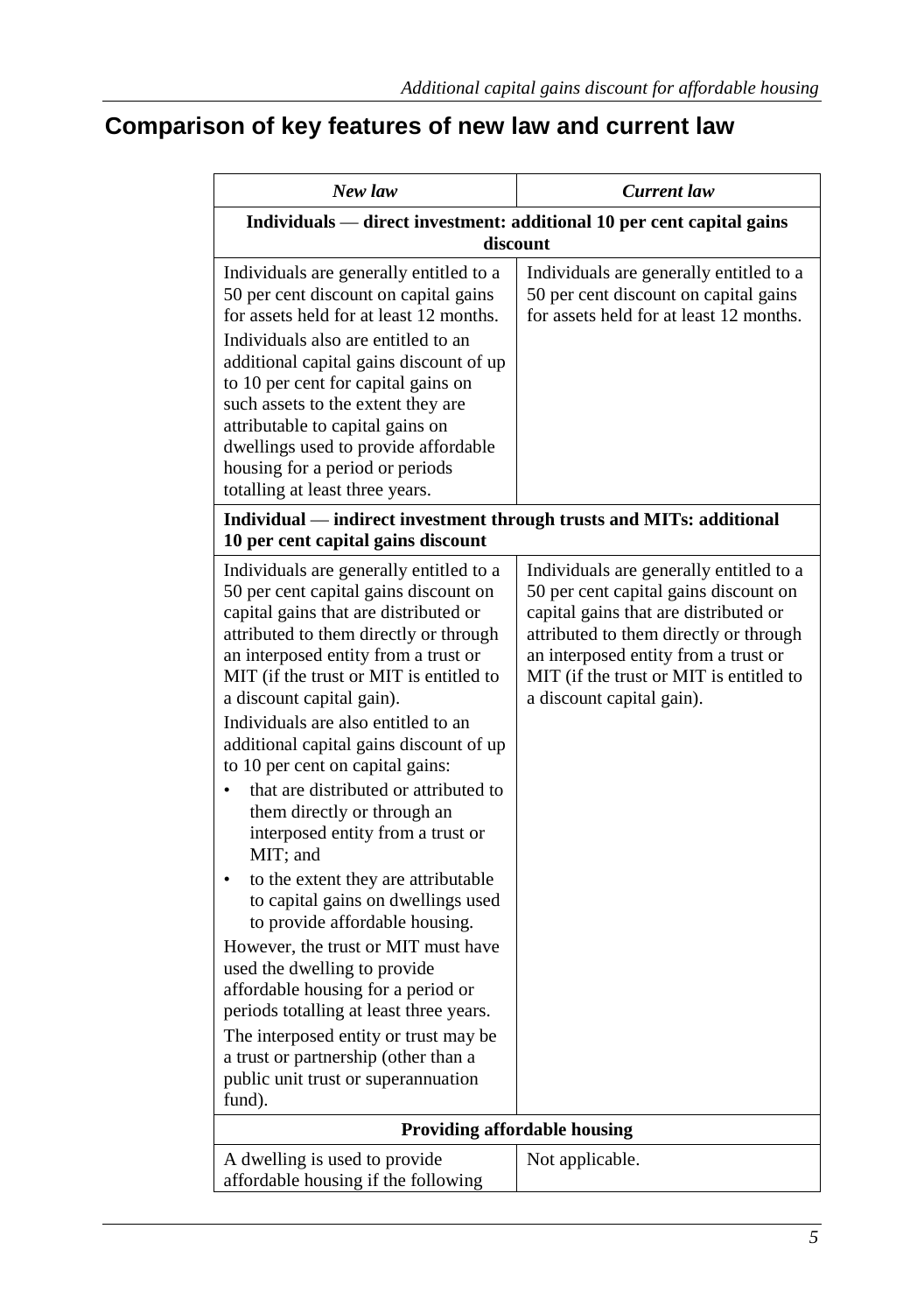## Comparison of key features of new law and current law

| *New law* | *Current law* |
|---|---|
| **Individuals — direct investment: additional 10 per cent capital gains discount** | |
| Individuals are generally entitled to a 50 per cent discount on capital gains for assets held for at least 12 months.<br>Individuals also are entitled to an additional capital gains discount of up to 10 per cent for capital gains on such assets to the extent they are attributable to capital gains on dwellings used to provide affordable housing for a period or periods totalling at least three years. | Individuals are generally entitled to a 50 per cent discount on capital gains for assets held for at least 12 months. |
| **Individual — indirect investment through trusts and MITs: additional 10 per cent capital gains discount** | |
| Individuals are generally entitled to a 50 per cent capital gains discount on capital gains that are distributed or attributed to them directly or through an interposed entity from a trust or MIT (if the trust or MIT is entitled to a discount capital gain).<br>Individuals are also entitled to an additional capital gains discount of up to 10 per cent on capital gains:<br>• that are distributed or attributed to them directly or through an interposed entity from a trust or MIT; and<br>• to the extent they are attributable to capital gains on dwellings used to provide affordable housing.<br>However, the trust or MIT must have used the dwelling to provide affordable housing for a period or periods totalling at least three years.<br>The interposed entity or trust may be a trust or partnership (other than a public unit trust or superannuation fund). | Individuals are generally entitled to a 50 per cent capital gains discount on capital gains that are distributed or attributed to them directly or through an interposed entity from a trust or MIT (if the trust or MIT is entitled to a discount capital gain). |
| **Providing affordable housing** | |
| A dwelling is used to provide affordable housing if the following | Not applicable. |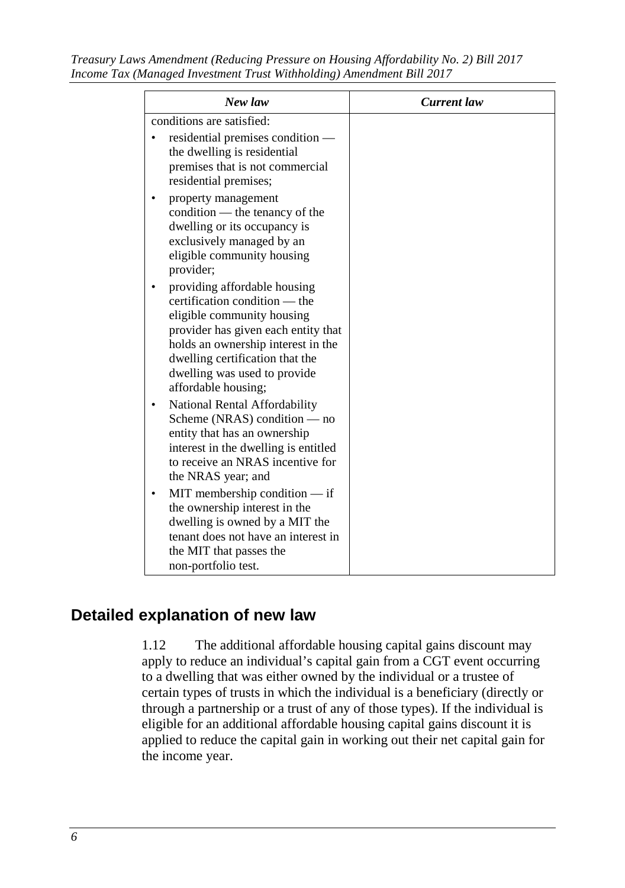| *New law* | *Current law* |
|---|---|
| conditions are satisfied:<br>• residential premises condition — the dwelling is residential premises that is not commercial residential premises;<br>• property management condition — the tenancy of the dwelling or its occupancy is exclusively managed by an eligible community housing provider;<br>• providing affordable housing certification condition — the eligible community housing provider has given each entity that holds an ownership interest in the dwelling certification that the dwelling was used to provide affordable housing;<br>• National Rental Affordability Scheme (NRAS) condition — no entity that has an ownership interest in the dwelling is entitled to receive an NRAS incentive for the NRAS year; and<br>• MIT membership condition — if the ownership interest in the dwelling is owned by a MIT the tenant does not have an interest in the MIT that passes the non-portfolio test. | |

## Detailed explanation of new law

1.12 The additional affordable housing capital gains discount may apply to reduce an individual's capital gain from a CGT event occurring to a dwelling that was either owned by the individual or a trustee of certain types of trusts in which the individual is a beneficiary (directly or through a partnership or a trust of any of those types). If the individual is eligible for an additional affordable housing capital gains discount it is applied to reduce the capital gain in working out their net capital gain for the income year.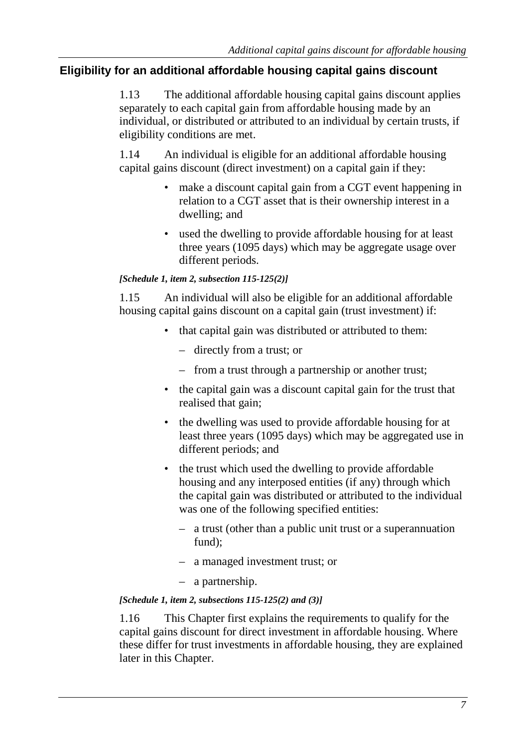## Eligibility for an additional affordable housing capital gains discount

1.13 The additional affordable housing capital gains discount applies separately to each capital gain from affordable housing made by an individual, or distributed or attributed to an individual by certain trusts, if eligibility conditions are met.

1.14 An individual is eligible for an additional affordable housing capital gains discount (direct investment) on a capital gain if they:

- make a discount capital gain from a CGT event happening in relation to a CGT asset that is their ownership interest in a dwelling; and
- used the dwelling to provide affordable housing for at least three years (1095 days) which may be aggregate usage over different periods.

***[Schedule 1, item 2, subsection 115-125(2)]***

1.15 An individual will also be eligible for an additional affordable housing capital gains discount on a capital gain (trust investment) if:

- that capital gain was distributed or attributed to them:
  - directly from a trust; or
  - from a trust through a partnership or another trust;
- the capital gain was a discount capital gain for the trust that realised that gain;
- the dwelling was used to provide affordable housing for at least three years (1095 days) which may be aggregated use in different periods; and
- the trust which used the dwelling to provide affordable housing and any interposed entities (if any) through which the capital gain was distributed or attributed to the individual was one of the following specified entities:
  - a trust (other than a public unit trust or a superannuation fund);
  - a managed investment trust; or
  - a partnership.

***[Schedule 1, item 2, subsections 115-125(2) and (3)]***

1.16 This Chapter first explains the requirements to qualify for the capital gains discount for direct investment in affordable housing. Where these differ for trust investments in affordable housing, they are explained later in this Chapter.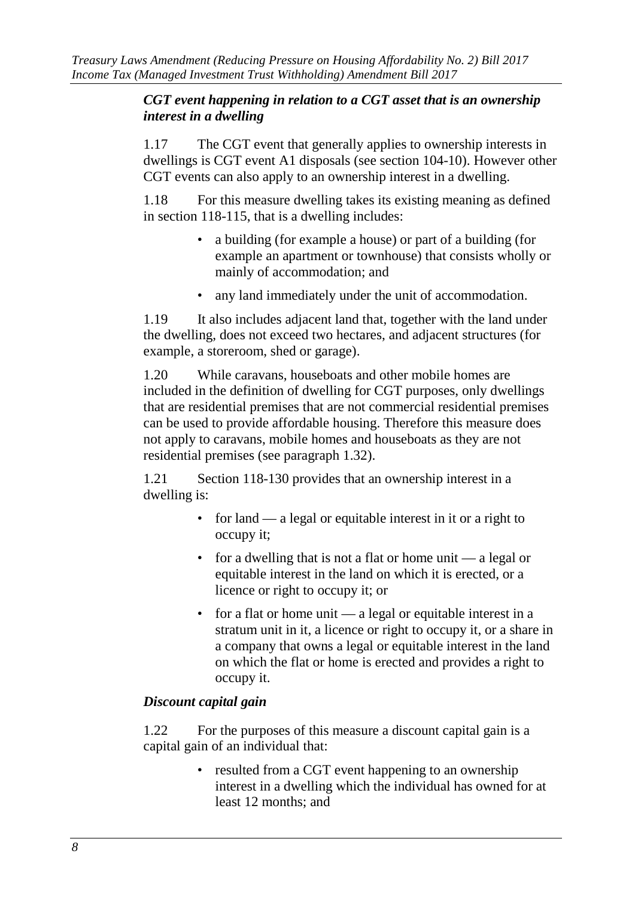### *CGT event happening in relation to a CGT asset that is an ownership interest in a dwelling*

1.17 The CGT event that generally applies to ownership interests in dwellings is CGT event A1 disposals (see section 104-10). However other CGT events can also apply to an ownership interest in a dwelling.

1.18 For this measure dwelling takes its existing meaning as defined in section 118-115, that is a dwelling includes:

- a building (for example a house) or part of a building (for example an apartment or townhouse) that consists wholly or mainly of accommodation; and
- any land immediately under the unit of accommodation.

1.19 It also includes adjacent land that, together with the land under the dwelling, does not exceed two hectares, and adjacent structures (for example, a storeroom, shed or garage).

1.20 While caravans, houseboats and other mobile homes are included in the definition of dwelling for CGT purposes, only dwellings that are residential premises that are not commercial residential premises can be used to provide affordable housing. Therefore this measure does not apply to caravans, mobile homes and houseboats as they are not residential premises (see paragraph 1.32).

1.21 Section 118-130 provides that an ownership interest in a dwelling is:

- for land — a legal or equitable interest in it or a right to occupy it;
- for a dwelling that is not a flat or home unit — a legal or equitable interest in the land on which it is erected, or a licence or right to occupy it; or
- for a flat or home unit — a legal or equitable interest in a stratum unit in it, a licence or right to occupy it, or a share in a company that owns a legal or equitable interest in the land on which the flat or home is erected and provides a right to occupy it.

### *Discount capital gain*

1.22 For the purposes of this measure a discount capital gain is a capital gain of an individual that:

- resulted from a CGT event happening to an ownership interest in a dwelling which the individual has owned for at least 12 months; and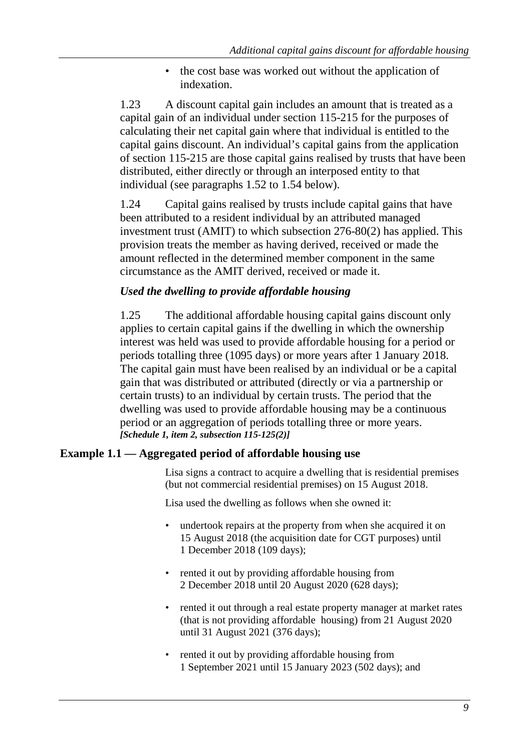- the cost base was worked out without the application of indexation.

1.23 A discount capital gain includes an amount that is treated as a capital gain of an individual under section 115-215 for the purposes of calculating their net capital gain where that individual is entitled to the capital gains discount. An individual's capital gains from the application of section 115-215 are those capital gains realised by trusts that have been distributed, either directly or through an interposed entity to that individual (see paragraphs 1.52 to 1.54 below).

1.24 Capital gains realised by trusts include capital gains that have been attributed to a resident individual by an attributed managed investment trust (AMIT) to which subsection 276-80(2) has applied. This provision treats the member as having derived, received or made the amount reflected in the determined member component in the same circumstance as the AMIT derived, received or made it.

### *Used the dwelling to provide affordable housing*

1.25 The additional affordable housing capital gains discount only applies to certain capital gains if the dwelling in which the ownership interest was held was used to provide affordable housing for a period or periods totalling three (1095 days) or more years after 1 January 2018. The capital gain must have been realised by an individual or be a capital gain that was distributed or attributed (directly or via a partnership or certain trusts) to an individual by certain trusts. The period that the dwelling was used to provide affordable housing may be a continuous period or an aggregation of periods totalling three or more years.
***[Schedule 1, item 2, subsection 115-125(2)]***

**Example 1.1 — Aggregated period of affordable housing use**

Lisa signs a contract to acquire a dwelling that is residential premises (but not commercial residential premises) on 15 August 2018.

Lisa used the dwelling as follows when she owned it:

- undertook repairs at the property from when she acquired it on 15 August 2018 (the acquisition date for CGT purposes) until 1 December 2018 (109 days);
- rented it out by providing affordable housing from 2 December 2018 until 20 August 2020 (628 days);
- rented it out through a real estate property manager at market rates (that is not providing affordable housing) from 21 August 2020 until 31 August 2021 (376 days);
- rented it out by providing affordable housing from 1 September 2021 until 15 January 2023 (502 days); and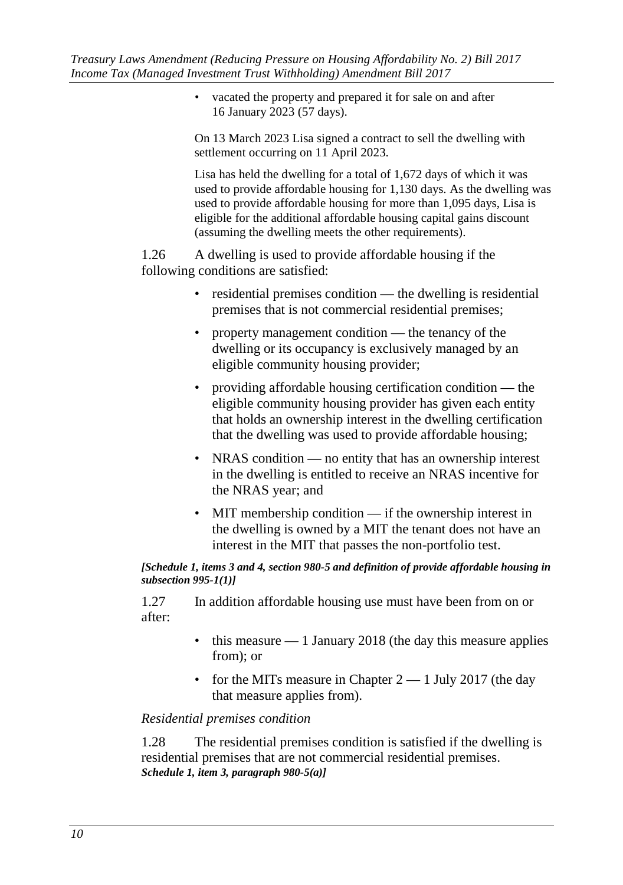- vacated the property and prepared it for sale on and after 16 January 2023 (57 days).

On 13 March 2023 Lisa signed a contract to sell the dwelling with settlement occurring on 11 April 2023.

Lisa has held the dwelling for a total of 1,672 days of which it was used to provide affordable housing for 1,130 days. As the dwelling was used to provide affordable housing for more than 1,095 days, Lisa is eligible for the additional affordable housing capital gains discount (assuming the dwelling meets the other requirements).

1.26 A dwelling is used to provide affordable housing if the following conditions are satisfied:

- residential premises condition — the dwelling is residential premises that is not commercial residential premises;
- property management condition — the tenancy of the dwelling or its occupancy is exclusively managed by an eligible community housing provider;
- providing affordable housing certification condition — the eligible community housing provider has given each entity that holds an ownership interest in the dwelling certification that the dwelling was used to provide affordable housing;
- NRAS condition — no entity that has an ownership interest in the dwelling is entitled to receive an NRAS incentive for the NRAS year; and
- MIT membership condition — if the ownership interest in the dwelling is owned by a MIT the tenant does not have an interest in the MIT that passes the non-portfolio test.

***[Schedule 1, items 3 and 4, section 980-5 and definition of provide affordable housing in subsection 995-1(1)]***

1.27 In addition affordable housing use must have been from on or after:

- this measure — 1 January 2018 (the day this measure applies from); or
- for the MITs measure in Chapter 2 — 1 July 2017 (the day that measure applies from).

*Residential premises condition*

1.28 The residential premises condition is satisfied if the dwelling is residential premises that are not commercial residential premises. ***Schedule 1, item 3, paragraph 980-5(a)]***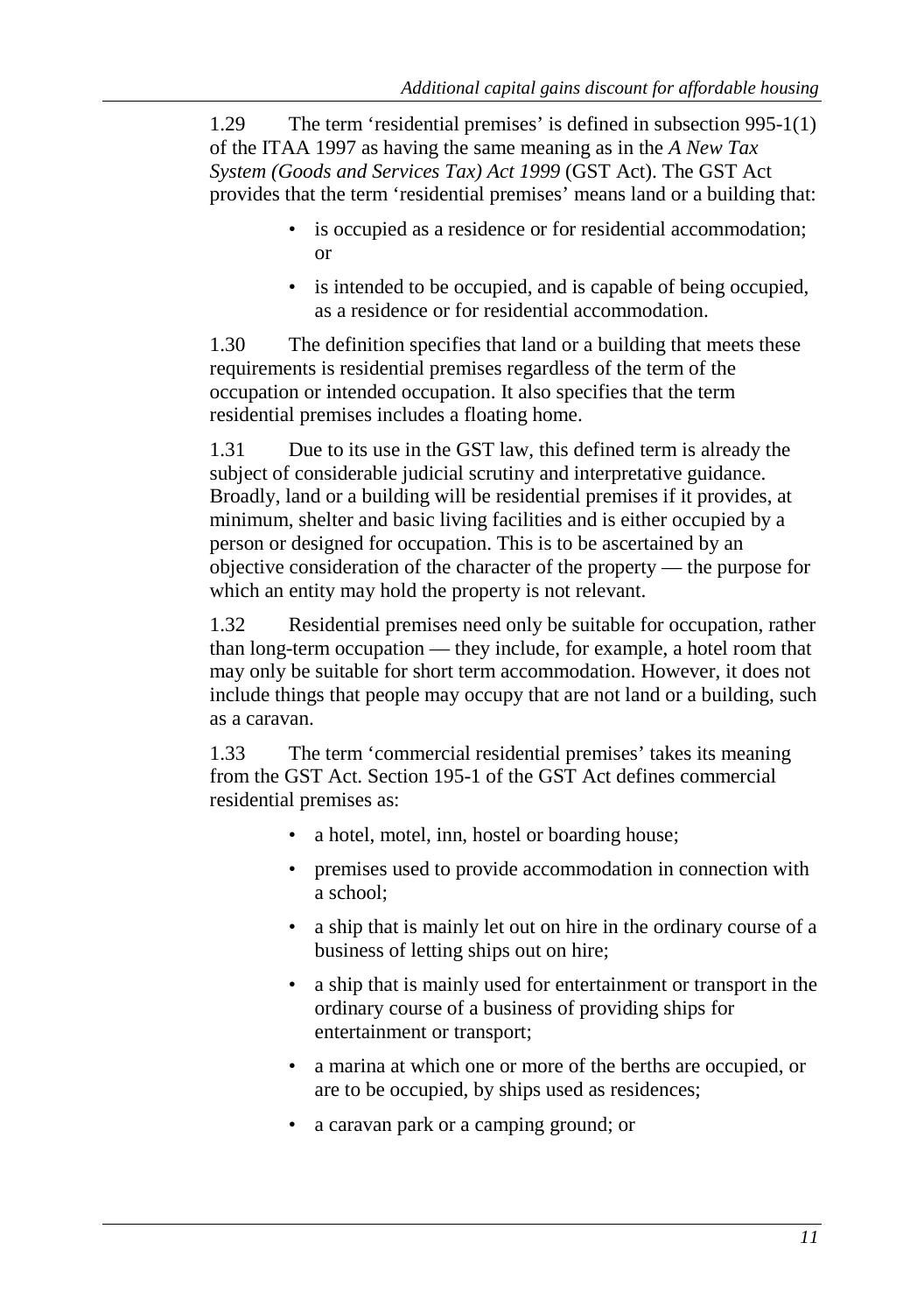1.29 The term 'residential premises' is defined in subsection 995-1(1) of the ITAA 1997 as having the same meaning as in the *A New Tax System (Goods and Services Tax) Act 1999* (GST Act). The GST Act provides that the term 'residential premises' means land or a building that:

- is occupied as a residence or for residential accommodation; or
- is intended to be occupied, and is capable of being occupied, as a residence or for residential accommodation.

1.30 The definition specifies that land or a building that meets these requirements is residential premises regardless of the term of the occupation or intended occupation. It also specifies that the term residential premises includes a floating home.

1.31 Due to its use in the GST law, this defined term is already the subject of considerable judicial scrutiny and interpretative guidance. Broadly, land or a building will be residential premises if it provides, at minimum, shelter and basic living facilities and is either occupied by a person or designed for occupation. This is to be ascertained by an objective consideration of the character of the property — the purpose for which an entity may hold the property is not relevant.

1.32 Residential premises need only be suitable for occupation, rather than long-term occupation — they include, for example, a hotel room that may only be suitable for short term accommodation. However, it does not include things that people may occupy that are not land or a building, such as a caravan.

1.33 The term 'commercial residential premises' takes its meaning from the GST Act. Section 195-1 of the GST Act defines commercial residential premises as:

- a hotel, motel, inn, hostel or boarding house;
- premises used to provide accommodation in connection with a school;
- a ship that is mainly let out on hire in the ordinary course of a business of letting ships out on hire;
- a ship that is mainly used for entertainment or transport in the ordinary course of a business of providing ships for entertainment or transport;
- a marina at which one or more of the berths are occupied, or are to be occupied, by ships used as residences;
- a caravan park or a camping ground; or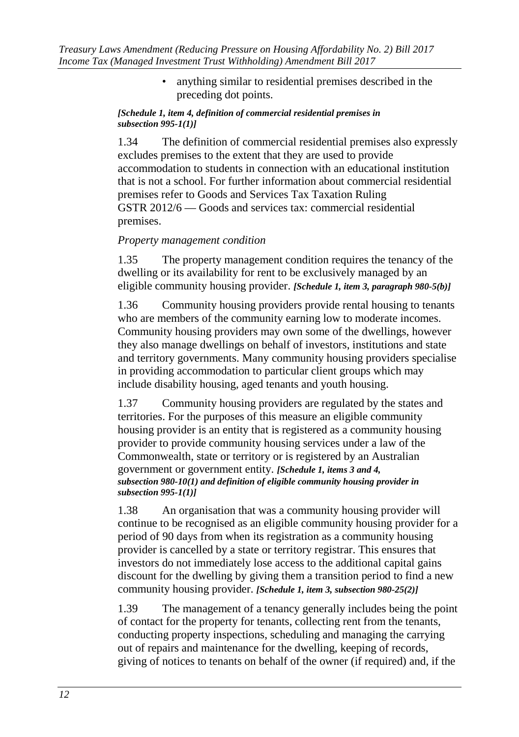- anything similar to residential premises described in the preceding dot points.

***[Schedule 1, item 4, definition of commercial residential premises in subsection 995-1(1)]***

1.34 The definition of commercial residential premises also expressly excludes premises to the extent that they are used to provide accommodation to students in connection with an educational institution that is not a school. For further information about commercial residential premises refer to Goods and Services Tax Taxation Ruling GSTR 2012/6 — Goods and services tax: commercial residential premises.

*Property management condition*

1.35 The property management condition requires the tenancy of the dwelling or its availability for rent to be exclusively managed by an eligible community housing provider. ***[Schedule 1, item 3, paragraph 980-5(b)]***

1.36 Community housing providers provide rental housing to tenants who are members of the community earning low to moderate incomes. Community housing providers may own some of the dwellings, however they also manage dwellings on behalf of investors, institutions and state and territory governments. Many community housing providers specialise in providing accommodation to particular client groups which may include disability housing, aged tenants and youth housing.

1.37 Community housing providers are regulated by the states and territories. For the purposes of this measure an eligible community housing provider is an entity that is registered as a community housing provider to provide community housing services under a law of the Commonwealth, state or territory or is registered by an Australian government or government entity. ***[Schedule 1, items 3 and 4, subsection 980-10(1) and definition of eligible community housing provider in subsection 995-1(1)]***

1.38 An organisation that was a community housing provider will continue to be recognised as an eligible community housing provider for a period of 90 days from when its registration as a community housing provider is cancelled by a state or territory registrar. This ensures that investors do not immediately lose access to the additional capital gains discount for the dwelling by giving them a transition period to find a new community housing provider. ***[Schedule 1, item 3, subsection 980-25(2)]***

1.39 The management of a tenancy generally includes being the point of contact for the property for tenants, collecting rent from the tenants, conducting property inspections, scheduling and managing the carrying out of repairs and maintenance for the dwelling, keeping of records, giving of notices to tenants on behalf of the owner (if required) and, if the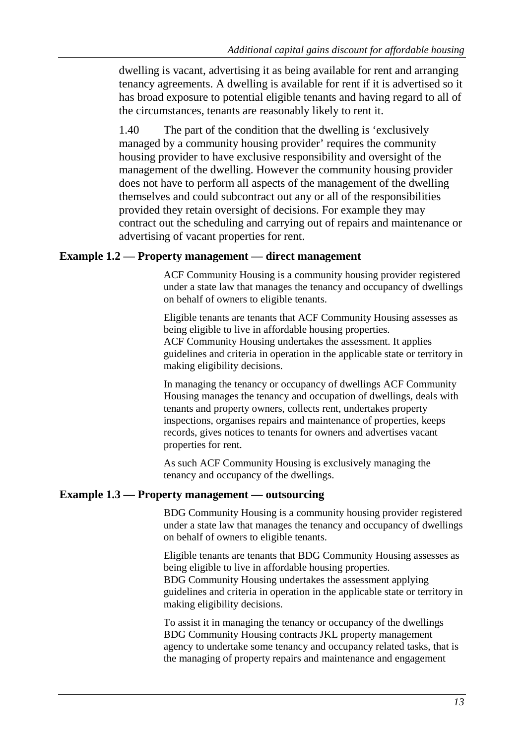dwelling is vacant, advertising it as being available for rent and arranging tenancy agreements. A dwelling is available for rent if it is advertised so it has broad exposure to potential eligible tenants and having regard to all of the circumstances, tenants are reasonably likely to rent it.

1.40 The part of the condition that the dwelling is 'exclusively managed by a community housing provider' requires the community housing provider to have exclusive responsibility and oversight of the management of the dwelling. However the community housing provider does not have to perform all aspects of the management of the dwelling themselves and could subcontract out any or all of the responsibilities provided they retain oversight of decisions. For example they may contract out the scheduling and carrying out of repairs and maintenance or advertising of vacant properties for rent.

### Example 1.2 — Property management — direct management

ACF Community Housing is a community housing provider registered under a state law that manages the tenancy and occupancy of dwellings on behalf of owners to eligible tenants.

Eligible tenants are tenants that ACF Community Housing assesses as being eligible to live in affordable housing properties. ACF Community Housing undertakes the assessment. It applies guidelines and criteria in operation in the applicable state or territory in making eligibility decisions.

In managing the tenancy or occupancy of dwellings ACF Community Housing manages the tenancy and occupation of dwellings, deals with tenants and property owners, collects rent, undertakes property inspections, organises repairs and maintenance of properties, keeps records, gives notices to tenants for owners and advertises vacant properties for rent.

As such ACF Community Housing is exclusively managing the tenancy and occupancy of the dwellings.

### Example 1.3 — Property management — outsourcing

BDG Community Housing is a community housing provider registered under a state law that manages the tenancy and occupancy of dwellings on behalf of owners to eligible tenants.

Eligible tenants are tenants that BDG Community Housing assesses as being eligible to live in affordable housing properties. BDG Community Housing undertakes the assessment applying guidelines and criteria in operation in the applicable state or territory in making eligibility decisions.

To assist it in managing the tenancy or occupancy of the dwellings BDG Community Housing contracts JKL property management agency to undertake some tenancy and occupancy related tasks, that is the managing of property repairs and maintenance and engagement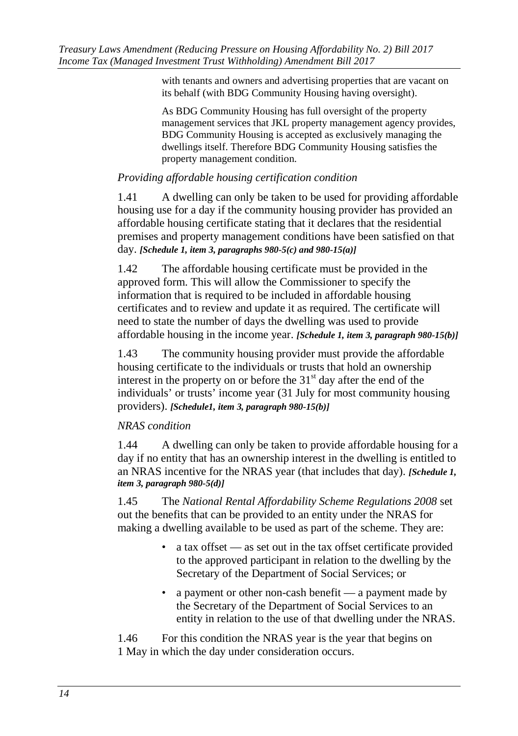with tenants and owners and advertising properties that are vacant on its behalf (with BDG Community Housing having oversight).

As BDG Community Housing has full oversight of the property management services that JKL property management agency provides, BDG Community Housing is accepted as exclusively managing the dwellings itself. Therefore BDG Community Housing satisfies the property management condition.

*Providing affordable housing certification condition*

1.41 A dwelling can only be taken to be used for providing affordable housing use for a day if the community housing provider has provided an affordable housing certificate stating that it declares that the residential premises and property management conditions have been satisfied on that day. ***[Schedule 1, item 3, paragraphs 980-5(c) and 980-15(a)]***

1.42 The affordable housing certificate must be provided in the approved form. This will allow the Commissioner to specify the information that is required to be included in affordable housing certificates and to review and update it as required. The certificate will need to state the number of days the dwelling was used to provide affordable housing in the income year. ***[Schedule 1, item 3, paragraph 980-15(b)]***

1.43 The community housing provider must provide the affordable housing certificate to the individuals or trusts that hold an ownership interest in the property on or before the 31st day after the end of the individuals' or trusts' income year (31 July for most community housing providers). ***[Schedule1, item 3, paragraph 980-15(b)]***

*NRAS condition*

1.44 A dwelling can only be taken to provide affordable housing for a day if no entity that has an ownership interest in the dwelling is entitled to an NRAS incentive for the NRAS year (that includes that day). ***[Schedule 1, item 3, paragraph 980-5(d)]***

1.45 The *National Rental Affordability Scheme Regulations 2008* set out the benefits that can be provided to an entity under the NRAS for making a dwelling available to be used as part of the scheme. They are:

- a tax offset — as set out in the tax offset certificate provided to the approved participant in relation to the dwelling by the Secretary of the Department of Social Services; or
- a payment or other non-cash benefit — a payment made by the Secretary of the Department of Social Services to an entity in relation to the use of that dwelling under the NRAS.

1.46 For this condition the NRAS year is the year that begins on 1 May in which the day under consideration occurs.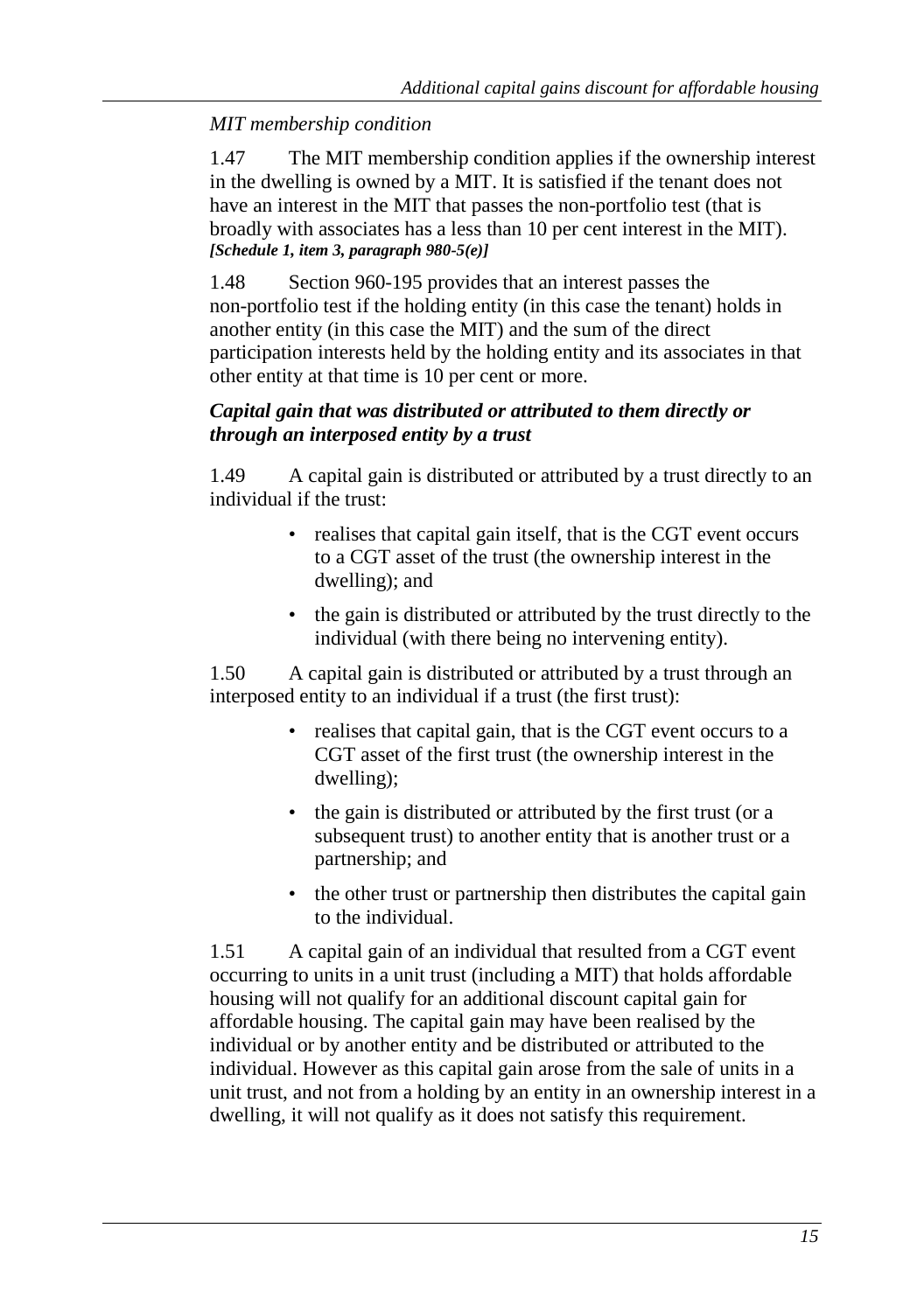*MIT membership condition*

1.47 The MIT membership condition applies if the ownership interest in the dwelling is owned by a MIT. It is satisfied if the tenant does not have an interest in the MIT that passes the non-portfolio test (that is broadly with associates has a less than 10 per cent interest in the MIT). ***[Schedule 1, item 3, paragraph 980-5(e)]***

1.48 Section 960-195 provides that an interest passes the non-portfolio test if the holding entity (in this case the tenant) holds in another entity (in this case the MIT) and the sum of the direct participation interests held by the holding entity and its associates in that other entity at that time is 10 per cent or more.

***Capital gain that was distributed or attributed to them directly or through an interposed entity by a trust***

1.49 A capital gain is distributed or attributed by a trust directly to an individual if the trust:

- realises that capital gain itself, that is the CGT event occurs to a CGT asset of the trust (the ownership interest in the dwelling); and
- the gain is distributed or attributed by the trust directly to the individual (with there being no intervening entity).

1.50 A capital gain is distributed or attributed by a trust through an interposed entity to an individual if a trust (the first trust):

- realises that capital gain, that is the CGT event occurs to a CGT asset of the first trust (the ownership interest in the dwelling);
- the gain is distributed or attributed by the first trust (or a subsequent trust) to another entity that is another trust or a partnership; and
- the other trust or partnership then distributes the capital gain to the individual.

1.51 A capital gain of an individual that resulted from a CGT event occurring to units in a unit trust (including a MIT) that holds affordable housing will not qualify for an additional discount capital gain for affordable housing. The capital gain may have been realised by the individual or by another entity and be distributed or attributed to the individual. However as this capital gain arose from the sale of units in a unit trust, and not from a holding by an entity in an ownership interest in a dwelling, it will not qualify as it does not satisfy this requirement.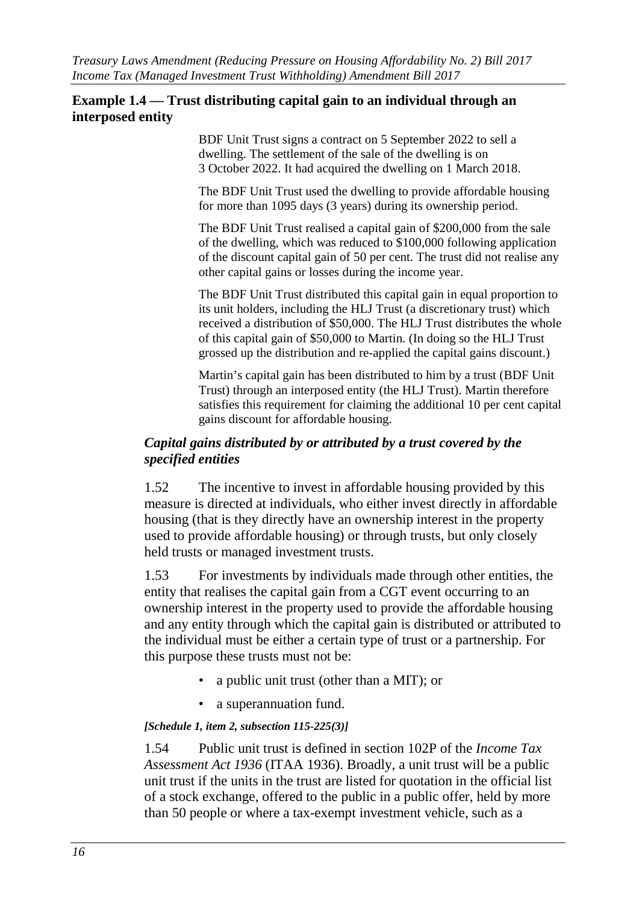### Example 1.4 — Trust distributing capital gain to an individual through an interposed entity

BDF Unit Trust signs a contract on 5 September 2022 to sell a dwelling. The settlement of the sale of the dwelling is on 3 October 2022. It had acquired the dwelling on 1 March 2018.

The BDF Unit Trust used the dwelling to provide affordable housing for more than 1095 days (3 years) during its ownership period.

The BDF Unit Trust realised a capital gain of $200,000 from the sale of the dwelling, which was reduced to $100,000 following application of the discount capital gain of 50 per cent. The trust did not realise any other capital gains or losses during the income year.

The BDF Unit Trust distributed this capital gain in equal proportion to its unit holders, including the HLJ Trust (a discretionary trust) which received a distribution of $50,000. The HLJ Trust distributes the whole of this capital gain of $50,000 to Martin. (In doing so the HLJ Trust grossed up the distribution and re-applied the capital gains discount.)

Martin's capital gain has been distributed to him by a trust (BDF Unit Trust) through an interposed entity (the HLJ Trust). Martin therefore satisfies this requirement for claiming the additional 10 per cent capital gains discount for affordable housing.

#### *Capital gains distributed by or attributed by a trust covered by the specified entities*

1.52 The incentive to invest in affordable housing provided by this measure is directed at individuals, who either invest directly in affordable housing (that is they directly have an ownership interest in the property used to provide affordable housing) or through trusts, but only closely held trusts or managed investment trusts.

1.53 For investments by individuals made through other entities, the entity that realises the capital gain from a CGT event occurring to an ownership interest in the property used to provide the affordable housing and any entity through which the capital gain is distributed or attributed to the individual must be either a certain type of trust or a partnership. For this purpose these trusts must not be:

- a public unit trust (other than a MIT); or
- a superannuation fund.

***[Schedule 1, item 2, subsection 115-225(3)]***

1.54 Public unit trust is defined in section 102P of the *Income Tax Assessment Act 1936* (ITAA 1936). Broadly, a unit trust will be a public unit trust if the units in the trust are listed for quotation in the official list of a stock exchange, offered to the public in a public offer, held by more than 50 people or where a tax-exempt investment vehicle, such as a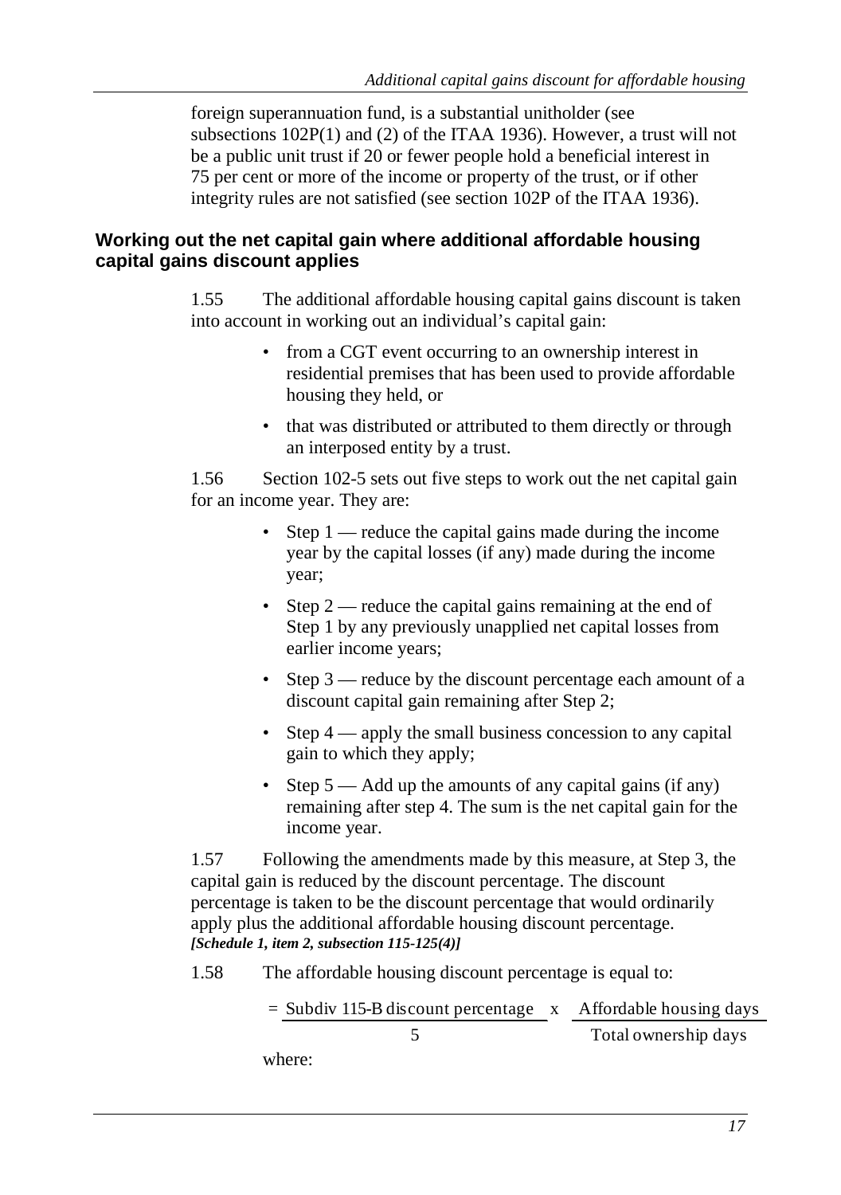foreign superannuation fund, is a substantial unitholder (see subsections 102P(1) and (2) of the ITAA 1936). However, a trust will not be a public unit trust if 20 or fewer people hold a beneficial interest in 75 per cent or more of the income or property of the trust, or if other integrity rules are not satisfied (see section 102P of the ITAA 1936).

### Working out the net capital gain where additional affordable housing capital gains discount applies

1.55 The additional affordable housing capital gains discount is taken into account in working out an individual's capital gain:

- from a CGT event occurring to an ownership interest in residential premises that has been used to provide affordable housing they held, or
- that was distributed or attributed to them directly or through an interposed entity by a trust.

1.56 Section 102-5 sets out five steps to work out the net capital gain for an income year. They are:

- Step 1 — reduce the capital gains made during the income year by the capital losses (if any) made during the income year;
- Step 2 — reduce the capital gains remaining at the end of Step 1 by any previously unapplied net capital losses from earlier income years;
- Step 3 — reduce by the discount percentage each amount of a discount capital gain remaining after Step 2;
- Step 4 — apply the small business concession to any capital gain to which they apply;
- Step 5 — Add up the amounts of any capital gains (if any) remaining after step 4. The sum is the net capital gain for the income year.

1.57 Following the amendments made by this measure, at Step 3, the capital gain is reduced by the discount percentage. The discount percentage is taken to be the discount percentage that would ordinarily apply plus the additional affordable housing discount percentage. ***[Schedule 1, item 2, subsection 115-125(4)]***

1.58 The affordable housing discount percentage is equal to:

$$= \frac{\text{Subdiv 115-B discount percentage}}{5} \times \frac{\text{Affordable housing days}}{\text{Total ownership days}}$$

where: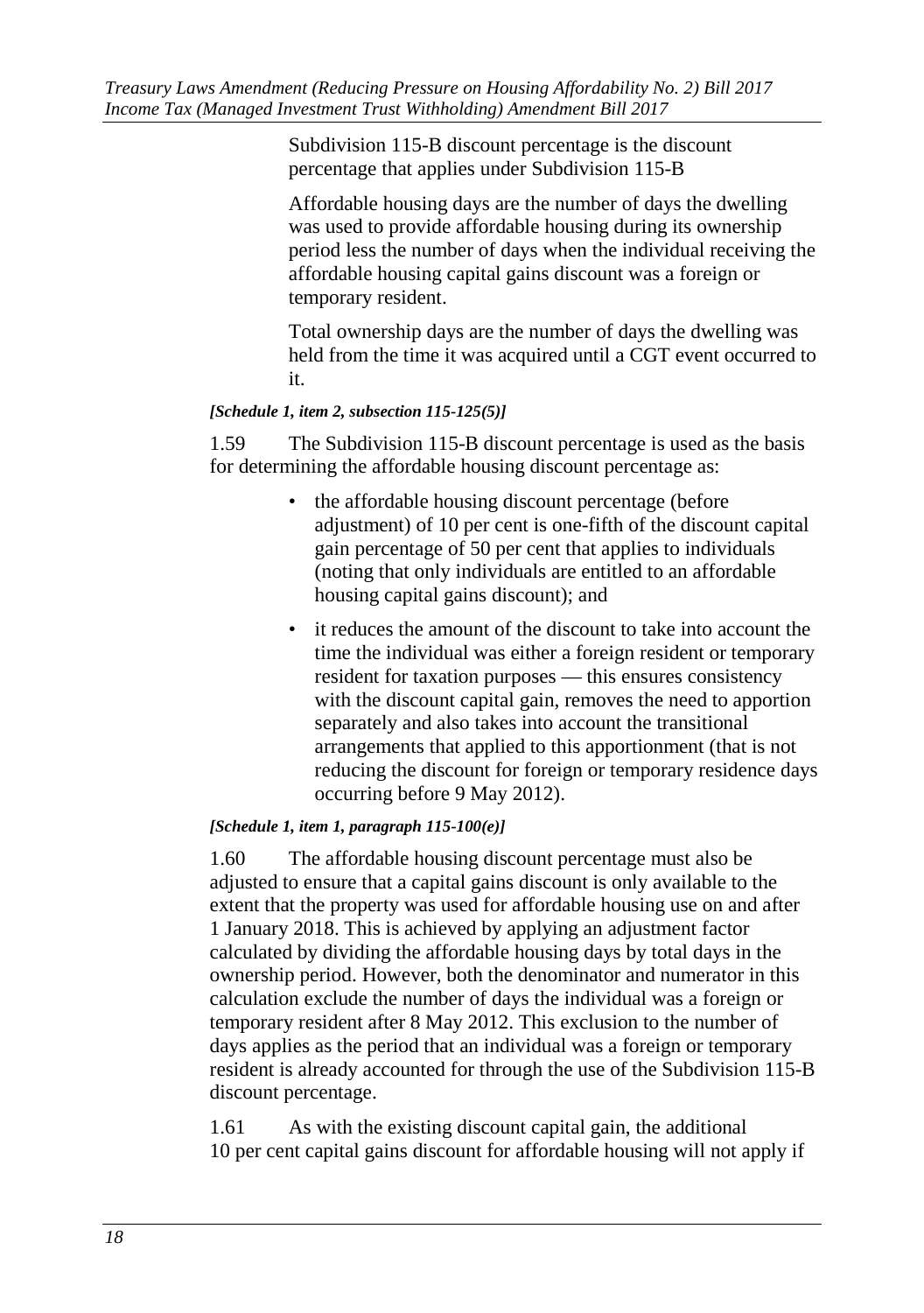Subdivision 115-B discount percentage is the discount percentage that applies under Subdivision 115-B

Affordable housing days are the number of days the dwelling was used to provide affordable housing during its ownership period less the number of days when the individual receiving the affordable housing capital gains discount was a foreign or temporary resident.

Total ownership days are the number of days the dwelling was held from the time it was acquired until a CGT event occurred to it.

***[Schedule 1, item 2, subsection 115-125(5)]***

1.59 The Subdivision 115-B discount percentage is used as the basis for determining the affordable housing discount percentage as:

- the affordable housing discount percentage (before adjustment) of 10 per cent is one-fifth of the discount capital gain percentage of 50 per cent that applies to individuals (noting that only individuals are entitled to an affordable housing capital gains discount); and
- it reduces the amount of the discount to take into account the time the individual was either a foreign resident or temporary resident for taxation purposes — this ensures consistency with the discount capital gain, removes the need to apportion separately and also takes into account the transitional arrangements that applied to this apportionment (that is not reducing the discount for foreign or temporary residence days occurring before 9 May 2012).

***[Schedule 1, item 1, paragraph 115-100(e)]***

1.60 The affordable housing discount percentage must also be adjusted to ensure that a capital gains discount is only available to the extent that the property was used for affordable housing use on and after 1 January 2018. This is achieved by applying an adjustment factor calculated by dividing the affordable housing days by total days in the ownership period. However, both the denominator and numerator in this calculation exclude the number of days the individual was a foreign or temporary resident after 8 May 2012. This exclusion to the number of days applies as the period that an individual was a foreign or temporary resident is already accounted for through the use of the Subdivision 115-B discount percentage.

1.61 As with the existing discount capital gain, the additional 10 per cent capital gains discount for affordable housing will not apply if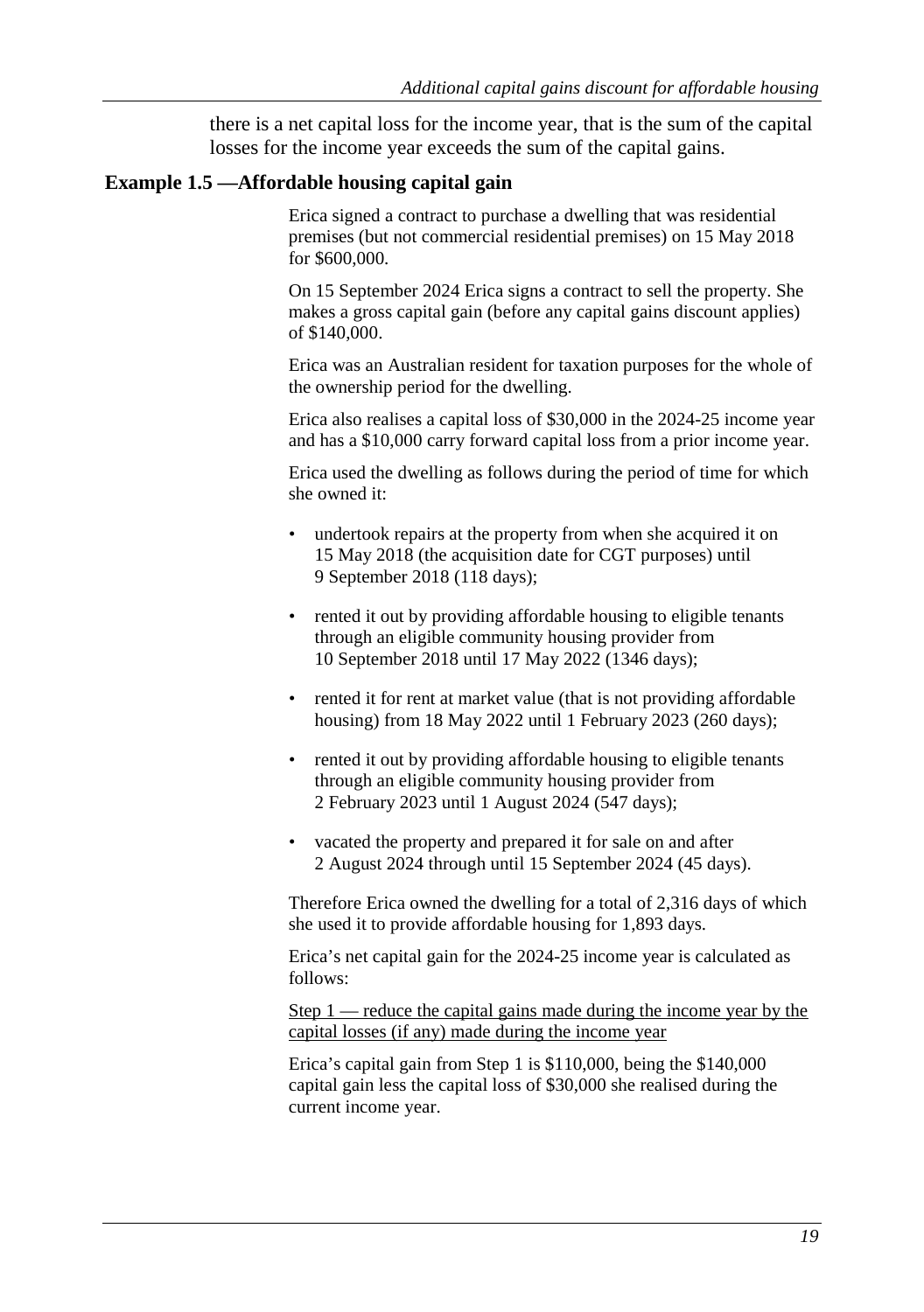there is a net capital loss for the income year, that is the sum of the capital losses for the income year exceeds the sum of the capital gains.

### Example 1.5 —Affordable housing capital gain

Erica signed a contract to purchase a dwelling that was residential premises (but not commercial residential premises) on 15 May 2018 for $600,000.

On 15 September 2024 Erica signs a contract to sell the property. She makes a gross capital gain (before any capital gains discount applies) of $140,000.

Erica was an Australian resident for taxation purposes for the whole of the ownership period for the dwelling.

Erica also realises a capital loss of $30,000 in the 2024-25 income year and has a $10,000 carry forward capital loss from a prior income year.

Erica used the dwelling as follows during the period of time for which she owned it:

- undertook repairs at the property from when she acquired it on 15 May 2018 (the acquisition date for CGT purposes) until 9 September 2018 (118 days);
- rented it out by providing affordable housing to eligible tenants through an eligible community housing provider from 10 September 2018 until 17 May 2022 (1346 days);
- rented it for rent at market value (that is not providing affordable housing) from 18 May 2022 until 1 February 2023 (260 days);
- rented it out by providing affordable housing to eligible tenants through an eligible community housing provider from 2 February 2023 until 1 August 2024 (547 days);
- vacated the property and prepared it for sale on and after 2 August 2024 through until 15 September 2024 (45 days).

Therefore Erica owned the dwelling for a total of 2,316 days of which she used it to provide affordable housing for 1,893 days.

Erica's net capital gain for the 2024-25 income year is calculated as follows:

<u>Step 1 — reduce the capital gains made during the income year by the capital losses (if any) made during the income year</u>

Erica's capital gain from Step 1 is $110,000, being the $140,000 capital gain less the capital loss of $30,000 she realised during the current income year.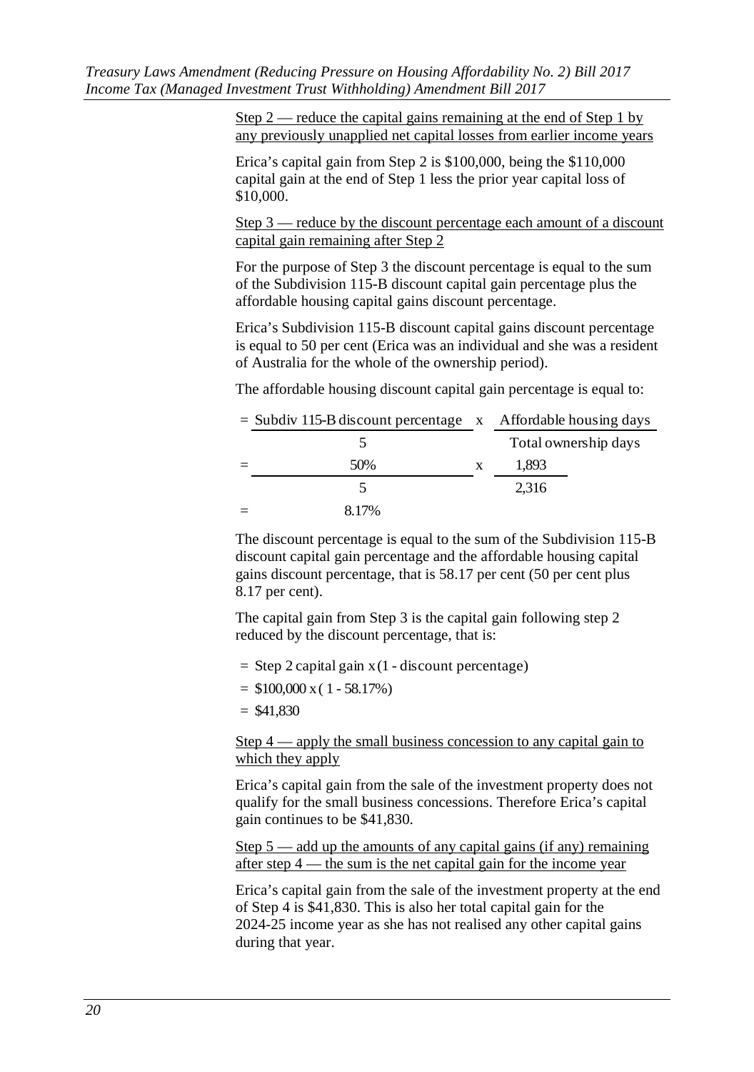Step 2 — reduce the capital gains remaining at the end of Step 1 by any previously unapplied net capital losses from earlier income years

Erica's capital gain from Step 2 is $100,000, being the $110,000 capital gain at the end of Step 1 less the prior year capital loss of $10,000.

Step 3 — reduce by the discount percentage each amount of a discount capital gain remaining after Step 2

For the purpose of Step 3 the discount percentage is equal to the sum of the Subdivision 115-B discount capital gain percentage plus the affordable housing capital gains discount percentage.

Erica's Subdivision 115-B discount capital gains discount percentage is equal to 50 per cent (Erica was an individual and she was a resident of Australia for the whole of the ownership period).

The affordable housing discount capital gain percentage is equal to:

$$= \frac{\text{Subdiv 115-B discount percentage}}{5} \times \frac{\text{Affordable housing days}}{\text{Total ownership days}}$$

$$= \frac{50\%}{5} \times \frac{1{,}893}{2{,}316}$$

$$= 8.17\%$$

The discount percentage is equal to the sum of the Subdivision 115-B discount capital gain percentage and the affordable housing capital gains discount percentage, that is 58.17 per cent (50 per cent plus 8.17 per cent).

The capital gain from Step 3 is the capital gain following step 2 reduced by the discount percentage, that is:

$$= \text{Step 2 capital gain} \times (1 - \text{discount percentage})$$

$$= \$100{,}000 \times (1 - 58.17\%)$$

$$= \$41{,}830$$

Step 4 — apply the small business concession to any capital gain to which they apply

Erica's capital gain from the sale of the investment property does not qualify for the small business concessions. Therefore Erica's capital gain continues to be $41,830.

Step 5 — add up the amounts of any capital gains (if any) remaining after step 4 — the sum is the net capital gain for the income year

Erica's capital gain from the sale of the investment property at the end of Step 4 is $41,830. This is also her total capital gain for the 2024-25 income year as she has not realised any other capital gains during that year.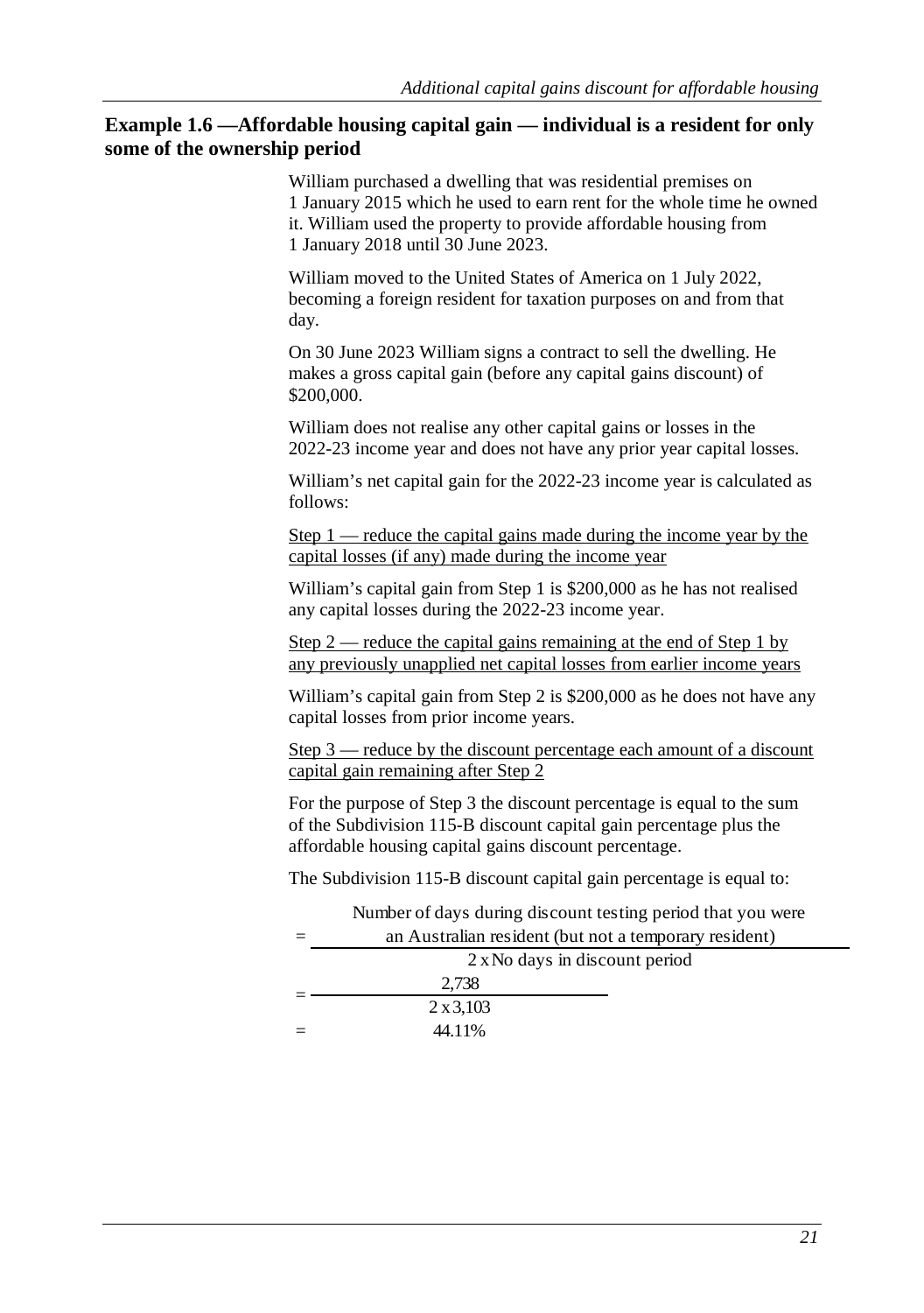### Example 1.6 —Affordable housing capital gain — individual is a resident for only some of the ownership period

William purchased a dwelling that was residential premises on 1 January 2015 which he used to earn rent for the whole time he owned it. William used the property to provide affordable housing from 1 January 2018 until 30 June 2023.

William moved to the United States of America on 1 July 2022, becoming a foreign resident for taxation purposes on and from that day.

On 30 June 2023 William signs a contract to sell the dwelling. He makes a gross capital gain (before any capital gains discount) of $200,000.

William does not realise any other capital gains or losses in the 2022-23 income year and does not have any prior year capital losses.

William's net capital gain for the 2022-23 income year is calculated as follows:

Step 1 — reduce the capital gains made during the income year by the capital losses (if any) made during the income year

William's capital gain from Step 1 is $200,000 as he has not realised any capital losses during the 2022-23 income year.

Step 2 — reduce the capital gains remaining at the end of Step 1 by any previously unapplied net capital losses from earlier income years

William's capital gain from Step 2 is $200,000 as he does not have any capital losses from prior income years.

Step 3 — reduce by the discount percentage each amount of a discount capital gain remaining after Step 2

For the purpose of Step 3 the discount percentage is equal to the sum of the Subdivision 115-B discount capital gain percentage plus the affordable housing capital gains discount percentage.

The Subdivision 115-B discount capital gain percentage is equal to:

$$= \frac{\text{Number of days during discount testing period that you were an Australian resident (but not a temporary resident)}}{2 \times \text{No days in discount period}}$$

$$= \frac{2{,}738}{2 \times 3{,}103}$$

$$= 44.11\%$$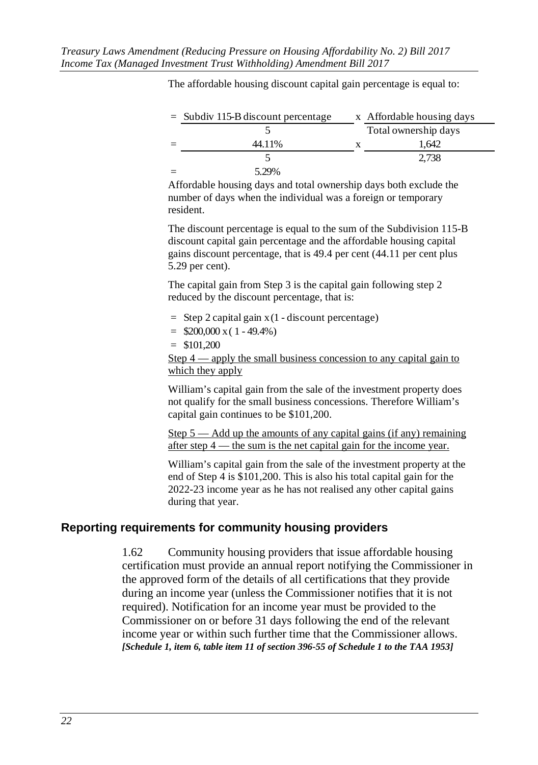The affordable housing discount capital gain percentage is equal to:

$$= \frac{\text{Subdiv 115-B discount percentage}}{5} \times \frac{\text{Affordable housing days}}{\text{Total ownership days}}$$

$$= \frac{44.11\%}{5} \times \frac{1{,}642}{2{,}738}$$

$$= 5.29\%$$

Affordable housing days and total ownership days both exclude the number of days when the individual was a foreign or temporary resident.

The discount percentage is equal to the sum of the Subdivision 115-B discount capital gain percentage and the affordable housing capital gains discount percentage, that is 49.4 per cent (44.11 per cent plus 5.29 per cent).

The capital gain from Step 3 is the capital gain following step 2 reduced by the discount percentage, that is:

= Step 2 capital gain x (1 - discount percentage)

= \$200,000 x ( 1 - 49.4%)

= \$101,200

<u>Step 4 — apply the small business concession to any capital gain to which they apply</u>

William's capital gain from the sale of the investment property does not qualify for the small business concessions. Therefore William's capital gain continues to be \$101,200.

<u>Step 5 — Add up the amounts of any capital gains (if any) remaining after step 4 — the sum is the net capital gain for the income year.</u>

William's capital gain from the sale of the investment property at the end of Step 4 is \$101,200. This is also his total capital gain for the 2022-23 income year as he has not realised any other capital gains during that year.

## Reporting requirements for community housing providers

1.62 Community housing providers that issue affordable housing certification must provide an annual report notifying the Commissioner in the approved form of the details of all certifications that they provide during an income year (unless the Commissioner notifies that it is not required). Notification for an income year must be provided to the Commissioner on or before 31 days following the end of the relevant income year or within such further time that the Commissioner allows. ***[Schedule 1, item 6, table item 11 of section 396-55 of Schedule 1 to the TAA 1953]***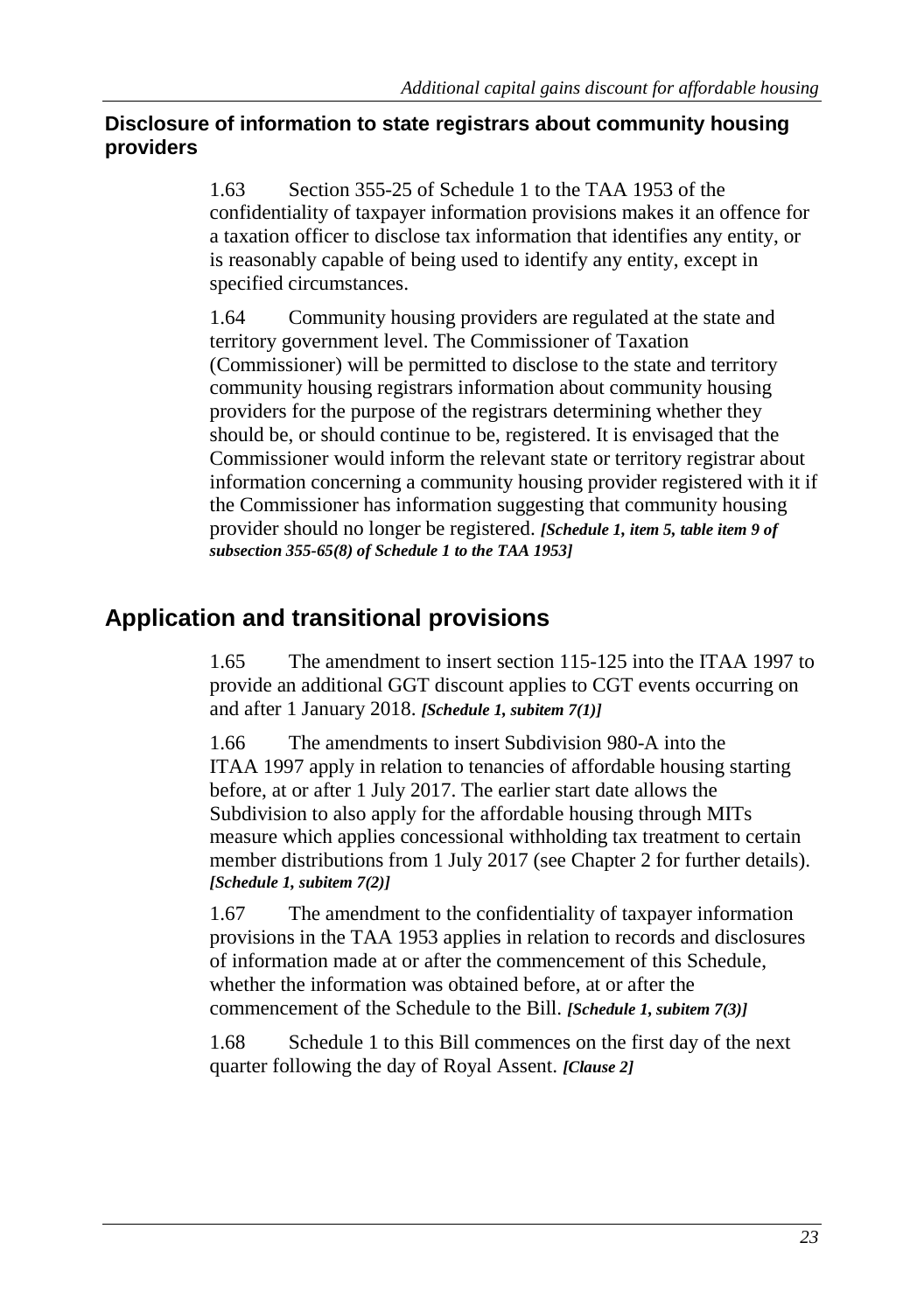### Disclosure of information to state registrars about community housing providers

1.63 Section 355-25 of Schedule 1 to the TAA 1953 of the confidentiality of taxpayer information provisions makes it an offence for a taxation officer to disclose tax information that identifies any entity, or is reasonably capable of being used to identify any entity, except in specified circumstances.

1.64 Community housing providers are regulated at the state and territory government level. The Commissioner of Taxation (Commissioner) will be permitted to disclose to the state and territory community housing registrars information about community housing providers for the purpose of the registrars determining whether they should be, or should continue to be, registered. It is envisaged that the Commissioner would inform the relevant state or territory registrar about information concerning a community housing provider registered with it if the Commissioner has information suggesting that community housing provider should no longer be registered. ***[Schedule 1, item 5, table item 9 of subsection 355-65(8) of Schedule 1 to the TAA 1953]***

## Application and transitional provisions

1.65 The amendment to insert section 115-125 into the ITAA 1997 to provide an additional GGT discount applies to CGT events occurring on and after 1 January 2018. ***[Schedule 1, subitem 7(1)]***

1.66 The amendments to insert Subdivision 980-A into the ITAA 1997 apply in relation to tenancies of affordable housing starting before, at or after 1 July 2017. The earlier start date allows the Subdivision to also apply for the affordable housing through MITs measure which applies concessional withholding tax treatment to certain member distributions from 1 July 2017 (see Chapter 2 for further details). ***[Schedule 1, subitem 7(2)]***

1.67 The amendment to the confidentiality of taxpayer information provisions in the TAA 1953 applies in relation to records and disclosures of information made at or after the commencement of this Schedule, whether the information was obtained before, at or after the commencement of the Schedule to the Bill. ***[Schedule 1, subitem 7(3)]***

1.68 Schedule 1 to this Bill commences on the first day of the next quarter following the day of Royal Assent. ***[Clause 2]***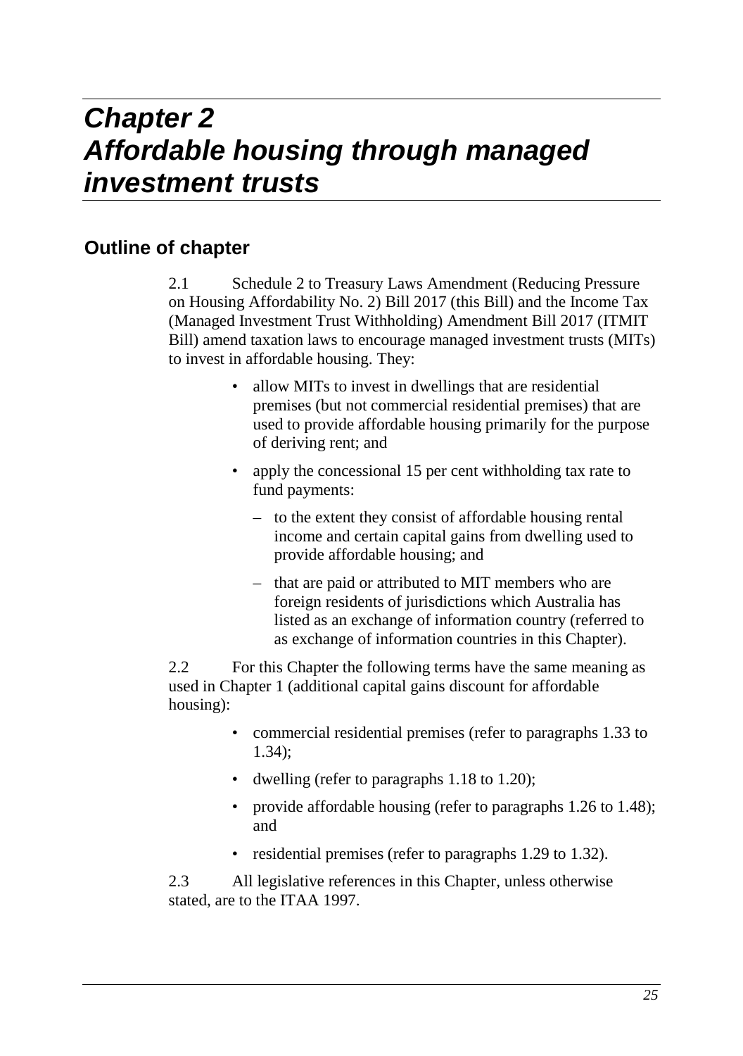# Chapter 2
# Affordable housing through managed investment trusts

## Outline of chapter

2.1 Schedule 2 to Treasury Laws Amendment (Reducing Pressure on Housing Affordability No. 2) Bill 2017 (this Bill) and the Income Tax (Managed Investment Trust Withholding) Amendment Bill 2017 (ITMIT Bill) amend taxation laws to encourage managed investment trusts (MITs) to invest in affordable housing. They:

- allow MITs to invest in dwellings that are residential premises (but not commercial residential premises) that are used to provide affordable housing primarily for the purpose of deriving rent; and
- apply the concessional 15 per cent withholding tax rate to fund payments:
  - to the extent they consist of affordable housing rental income and certain capital gains from dwelling used to provide affordable housing; and
  - that are paid or attributed to MIT members who are foreign residents of jurisdictions which Australia has listed as an exchange of information country (referred to as exchange of information countries in this Chapter).

2.2 For this Chapter the following terms have the same meaning as used in Chapter 1 (additional capital gains discount for affordable housing):

- commercial residential premises (refer to paragraphs 1.33 to 1.34);
- dwelling (refer to paragraphs 1.18 to 1.20);
- provide affordable housing (refer to paragraphs 1.26 to 1.48); and
- residential premises (refer to paragraphs 1.29 to 1.32).

2.3 All legislative references in this Chapter, unless otherwise stated, are to the ITAA 1997.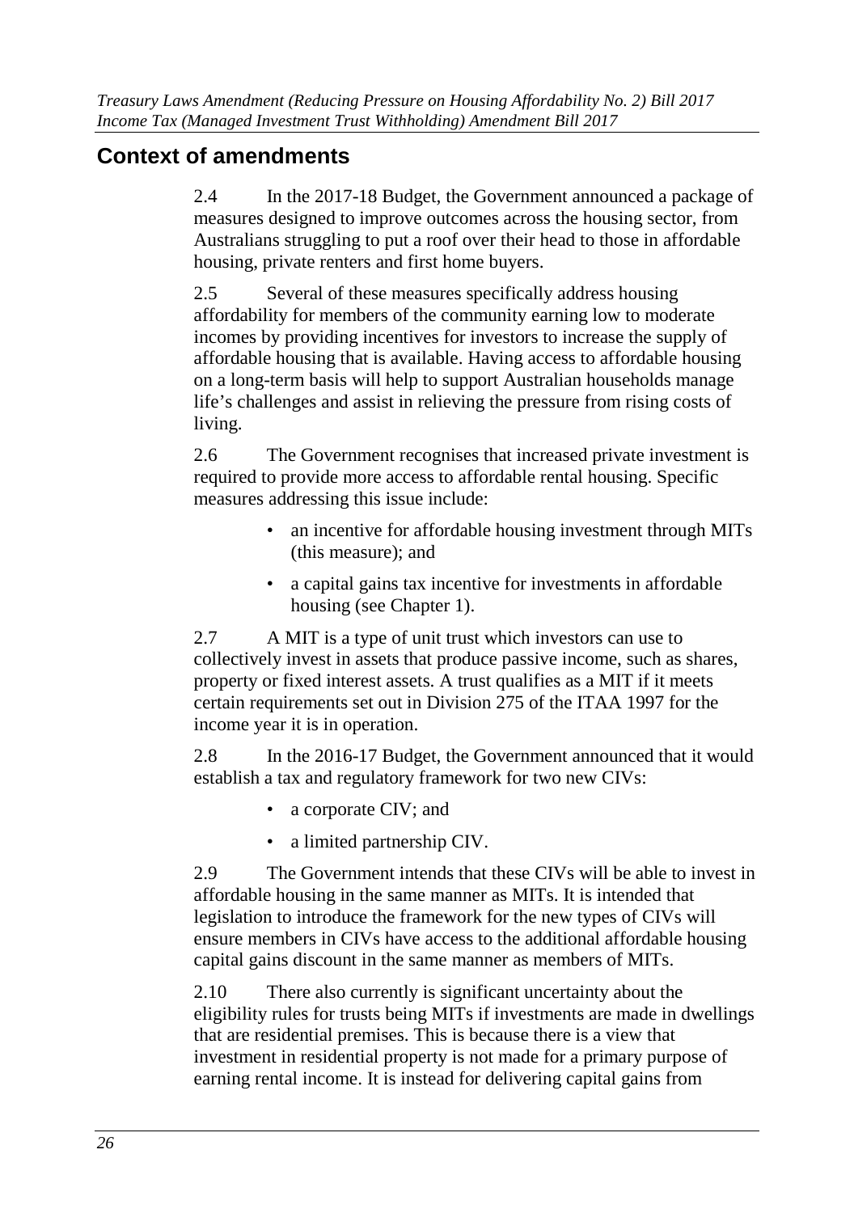## Context of amendments

2.4 In the 2017-18 Budget, the Government announced a package of measures designed to improve outcomes across the housing sector, from Australians struggling to put a roof over their head to those in affordable housing, private renters and first home buyers.

2.5 Several of these measures specifically address housing affordability for members of the community earning low to moderate incomes by providing incentives for investors to increase the supply of affordable housing that is available. Having access to affordable housing on a long-term basis will help to support Australian households manage life's challenges and assist in relieving the pressure from rising costs of living.

2.6 The Government recognises that increased private investment is required to provide more access to affordable rental housing. Specific measures addressing this issue include:

- an incentive for affordable housing investment through MITs (this measure); and
- a capital gains tax incentive for investments in affordable housing (see Chapter 1).

2.7 A MIT is a type of unit trust which investors can use to collectively invest in assets that produce passive income, such as shares, property or fixed interest assets. A trust qualifies as a MIT if it meets certain requirements set out in Division 275 of the ITAA 1997 for the income year it is in operation.

2.8 In the 2016-17 Budget, the Government announced that it would establish a tax and regulatory framework for two new CIVs:

- a corporate CIV; and
- a limited partnership CIV.

2.9 The Government intends that these CIVs will be able to invest in affordable housing in the same manner as MITs. It is intended that legislation to introduce the framework for the new types of CIVs will ensure members in CIVs have access to the additional affordable housing capital gains discount in the same manner as members of MITs.

2.10 There also currently is significant uncertainty about the eligibility rules for trusts being MITs if investments are made in dwellings that are residential premises. This is because there is a view that investment in residential property is not made for a primary purpose of earning rental income. It is instead for delivering capital gains from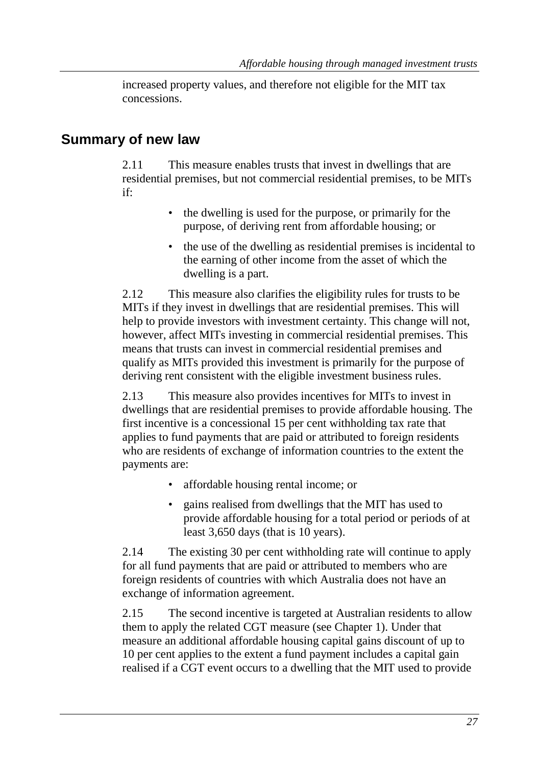increased property values, and therefore not eligible for the MIT tax concessions.

## Summary of new law

2.11 This measure enables trusts that invest in dwellings that are residential premises, but not commercial residential premises, to be MITs if:

- the dwelling is used for the purpose, or primarily for the purpose, of deriving rent from affordable housing; or
- the use of the dwelling as residential premises is incidental to the earning of other income from the asset of which the dwelling is a part.

2.12 This measure also clarifies the eligibility rules for trusts to be MITs if they invest in dwellings that are residential premises. This will help to provide investors with investment certainty. This change will not, however, affect MITs investing in commercial residential premises. This means that trusts can invest in commercial residential premises and qualify as MITs provided this investment is primarily for the purpose of deriving rent consistent with the eligible investment business rules.

2.13 This measure also provides incentives for MITs to invest in dwellings that are residential premises to provide affordable housing. The first incentive is a concessional 15 per cent withholding tax rate that applies to fund payments that are paid or attributed to foreign residents who are residents of exchange of information countries to the extent the payments are:

- affordable housing rental income; or
- gains realised from dwellings that the MIT has used to provide affordable housing for a total period or periods of at least 3,650 days (that is 10 years).

2.14 The existing 30 per cent withholding rate will continue to apply for all fund payments that are paid or attributed to members who are foreign residents of countries with which Australia does not have an exchange of information agreement.

2.15 The second incentive is targeted at Australian residents to allow them to apply the related CGT measure (see Chapter 1). Under that measure an additional affordable housing capital gains discount of up to 10 per cent applies to the extent a fund payment includes a capital gain realised if a CGT event occurs to a dwelling that the MIT used to provide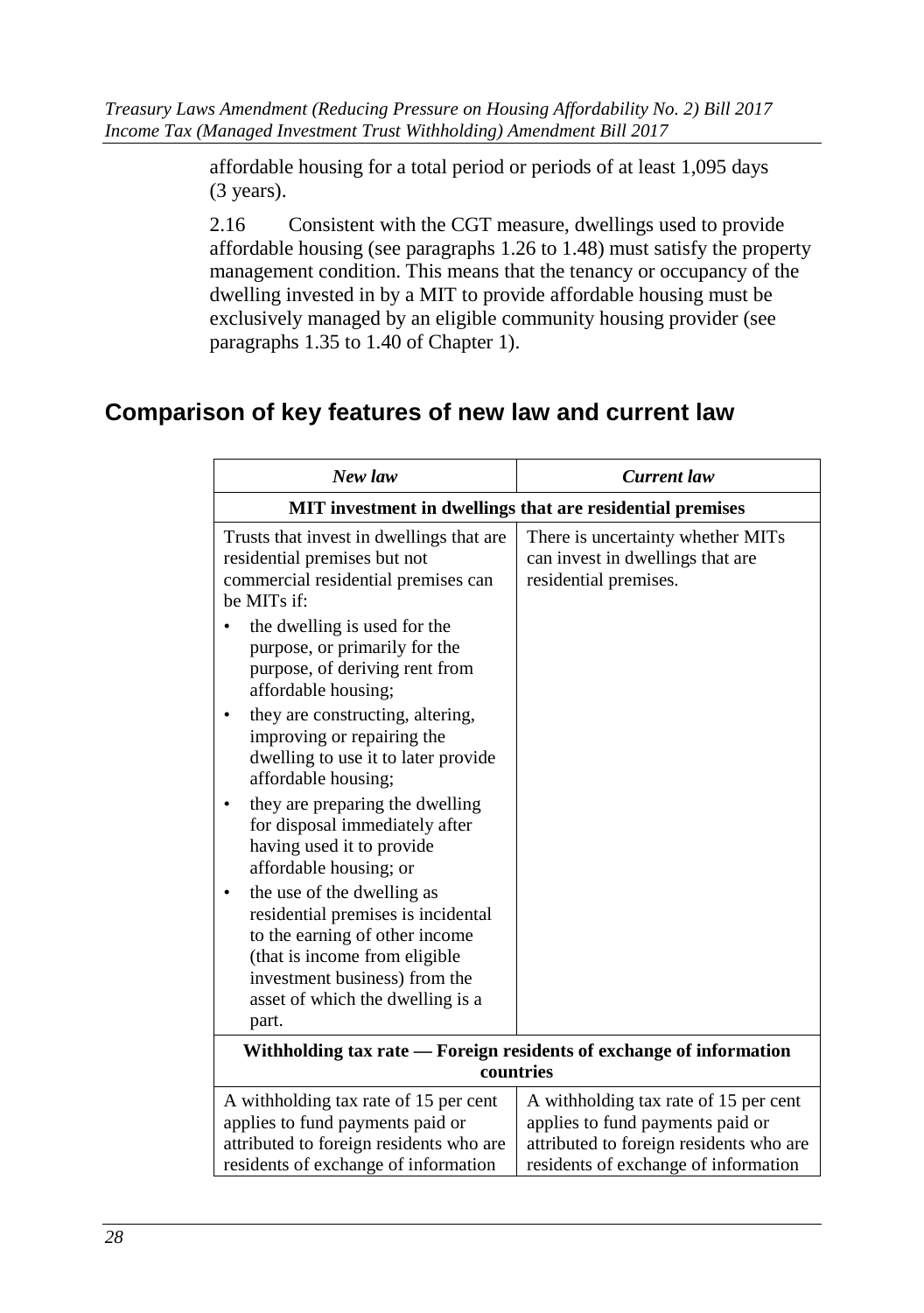affordable housing for a total period or periods of at least 1,095 days (3 years).

2.16 Consistent with the CGT measure, dwellings used to provide affordable housing (see paragraphs 1.26 to 1.48) must satisfy the property management condition. This means that the tenancy or occupancy of the dwelling invested in by a MIT to provide affordable housing must be exclusively managed by an eligible community housing provider (see paragraphs 1.35 to 1.40 of Chapter 1).

## Comparison of key features of new law and current law

| *New law* | *Current law* |
|---|---|
| **MIT investment in dwellings that are residential premises** | |
| Trusts that invest in dwellings that are residential premises but not commercial residential premises can be MITs if:<br>• the dwelling is used for the purpose, or primarily for the purpose, of deriving rent from affordable housing;<br>• they are constructing, altering, improving or repairing the dwelling to use it to later provide affordable housing;<br>• they are preparing the dwelling for disposal immediately after having used it to provide affordable housing; or<br>• the use of the dwelling as residential premises is incidental to the earning of other income (that is income from eligible investment business) from the asset of which the dwelling is a part. | There is uncertainty whether MITs can invest in dwellings that are residential premises. |
| **Withholding tax rate — Foreign residents of exchange of information countries** | |
| A withholding tax rate of 15 per cent applies to fund payments paid or attributed to foreign residents who are residents of exchange of information | A withholding tax rate of 15 per cent applies to fund payments paid or attributed to foreign residents who are residents of exchange of information |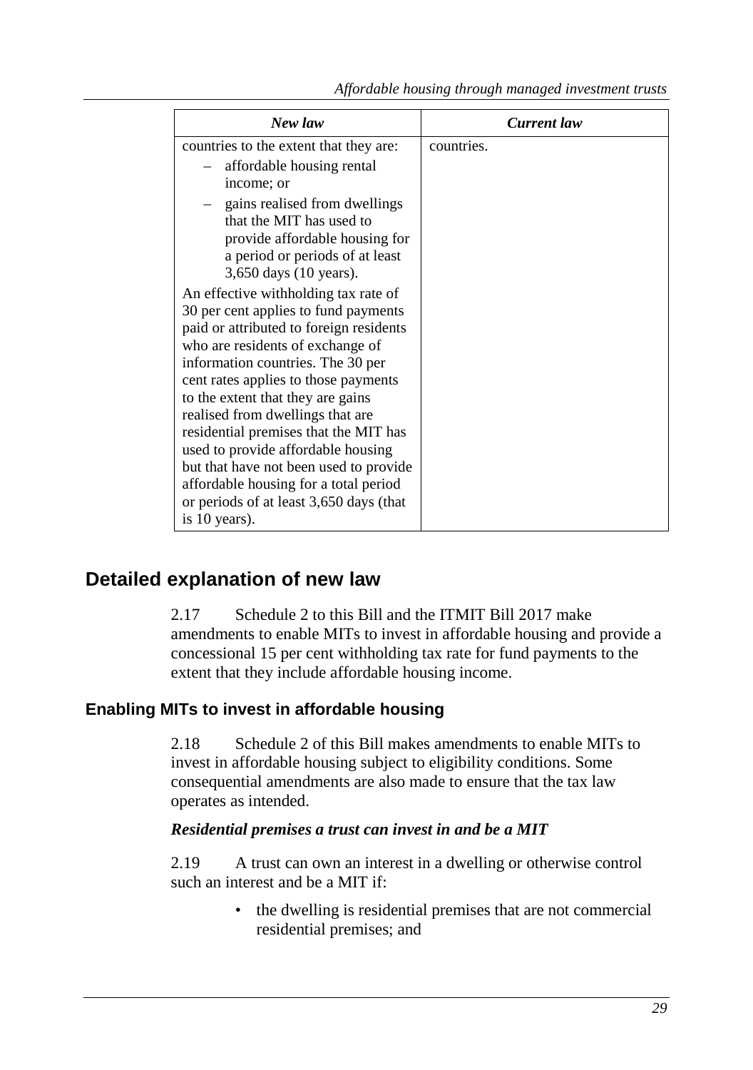| *New law* | *Current law* |
|---|---|
| countries to the extent that they are:<br>– affordable housing rental income; or<br>– gains realised from dwellings that the MIT has used to provide affordable housing for a period or periods of at least 3,650 days (10 years).<br><br>An effective withholding tax rate of 30 per cent applies to fund payments paid or attributed to foreign residents who are residents of exchange of information countries. The 30 per cent rates applies to those payments to the extent that they are gains realised from dwellings that are residential premises that the MIT has used to provide affordable housing but that have not been used to provide affordable housing for a total period or periods of at least 3,650 days (that is 10 years). | countries. |

## Detailed explanation of new law

2.17 Schedule 2 to this Bill and the ITMIT Bill 2017 make amendments to enable MITs to invest in affordable housing and provide a concessional 15 per cent withholding tax rate for fund payments to the extent that they include affordable housing income.

### Enabling MITs to invest in affordable housing

2.18 Schedule 2 of this Bill makes amendments to enable MITs to invest in affordable housing subject to eligibility conditions. Some consequential amendments are also made to ensure that the tax law operates as intended.

#### *Residential premises a trust can invest in and be a MIT*

2.19 A trust can own an interest in a dwelling or otherwise control such an interest and be a MIT if:

- the dwelling is residential premises that are not commercial residential premises; and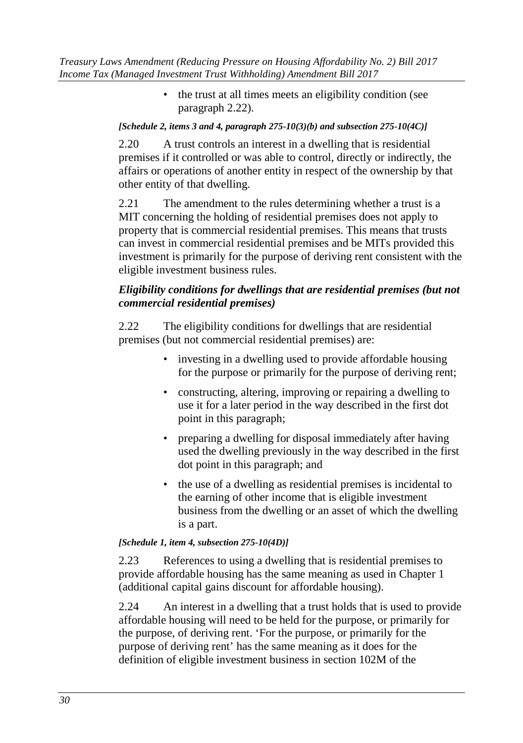- the trust at all times meets an eligibility condition (see paragraph 2.22).

*[Schedule 2, items 3 and 4, paragraph 275-10(3)(b) and subsection 275-10(4C)]*

2.20 A trust controls an interest in a dwelling that is residential premises if it controlled or was able to control, directly or indirectly, the affairs or operations of another entity in respect of the ownership by that other entity of that dwelling.

2.21 The amendment to the rules determining whether a trust is a MIT concerning the holding of residential premises does not apply to property that is commercial residential premises. This means that trusts can invest in commercial residential premises and be MITs provided this investment is primarily for the purpose of deriving rent consistent with the eligible investment business rules.

### *Eligibility conditions for dwellings that are residential premises (but not commercial residential premises)*

2.22 The eligibility conditions for dwellings that are residential premises (but not commercial residential premises) are:

- investing in a dwelling used to provide affordable housing for the purpose or primarily for the purpose of deriving rent;
- constructing, altering, improving or repairing a dwelling to use it for a later period in the way described in the first dot point in this paragraph;
- preparing a dwelling for disposal immediately after having used the dwelling previously in the way described in the first dot point in this paragraph; and
- the use of a dwelling as residential premises is incidental to the earning of other income that is eligible investment business from the dwelling or an asset of which the dwelling is a part.

*[Schedule 1, item 4, subsection 275-10(4D)]*

2.23 References to using a dwelling that is residential premises to provide affordable housing has the same meaning as used in Chapter 1 (additional capital gains discount for affordable housing).

2.24 An interest in a dwelling that a trust holds that is used to provide affordable housing will need to be held for the purpose, or primarily for the purpose, of deriving rent. 'For the purpose, or primarily for the purpose of deriving rent' has the same meaning as it does for the definition of eligible investment business in section 102M of the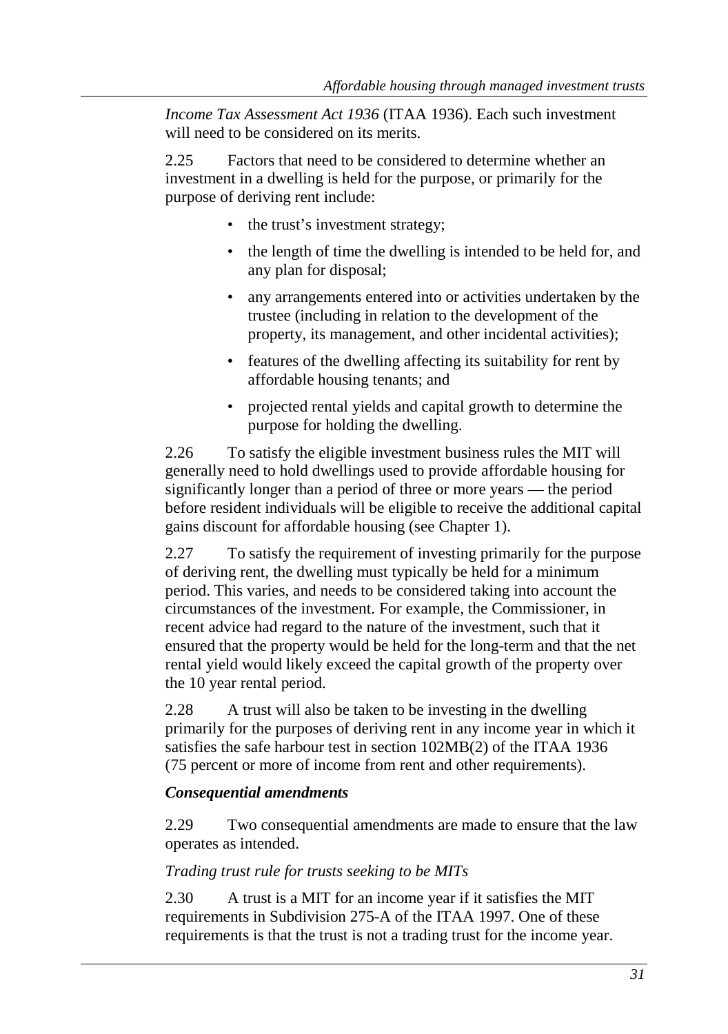*Income Tax Assessment Act 1936* (ITAA 1936). Each such investment will need to be considered on its merits.

2.25 Factors that need to be considered to determine whether an investment in a dwelling is held for the purpose, or primarily for the purpose of deriving rent include:

- the trust's investment strategy;
- the length of time the dwelling is intended to be held for, and any plan for disposal;
- any arrangements entered into or activities undertaken by the trustee (including in relation to the development of the property, its management, and other incidental activities);
- features of the dwelling affecting its suitability for rent by affordable housing tenants; and
- projected rental yields and capital growth to determine the purpose for holding the dwelling.

2.26 To satisfy the eligible investment business rules the MIT will generally need to hold dwellings used to provide affordable housing for significantly longer than a period of three or more years — the period before resident individuals will be eligible to receive the additional capital gains discount for affordable housing (see Chapter 1).

2.27 To satisfy the requirement of investing primarily for the purpose of deriving rent, the dwelling must typically be held for a minimum period. This varies, and needs to be considered taking into account the circumstances of the investment. For example, the Commissioner, in recent advice had regard to the nature of the investment, such that it ensured that the property would be held for the long-term and that the net rental yield would likely exceed the capital growth of the property over the 10 year rental period.

2.28 A trust will also be taken to be investing in the dwelling primarily for the purposes of deriving rent in any income year in which it satisfies the safe harbour test in section 102MB(2) of the ITAA 1936 (75 percent or more of income from rent and other requirements).

### *Consequential amendments*

2.29 Two consequential amendments are made to ensure that the law operates as intended.

#### *Trading trust rule for trusts seeking to be MITs*

2.30 A trust is a MIT for an income year if it satisfies the MIT requirements in Subdivision 275-A of the ITAA 1997. One of these requirements is that the trust is not a trading trust for the income year.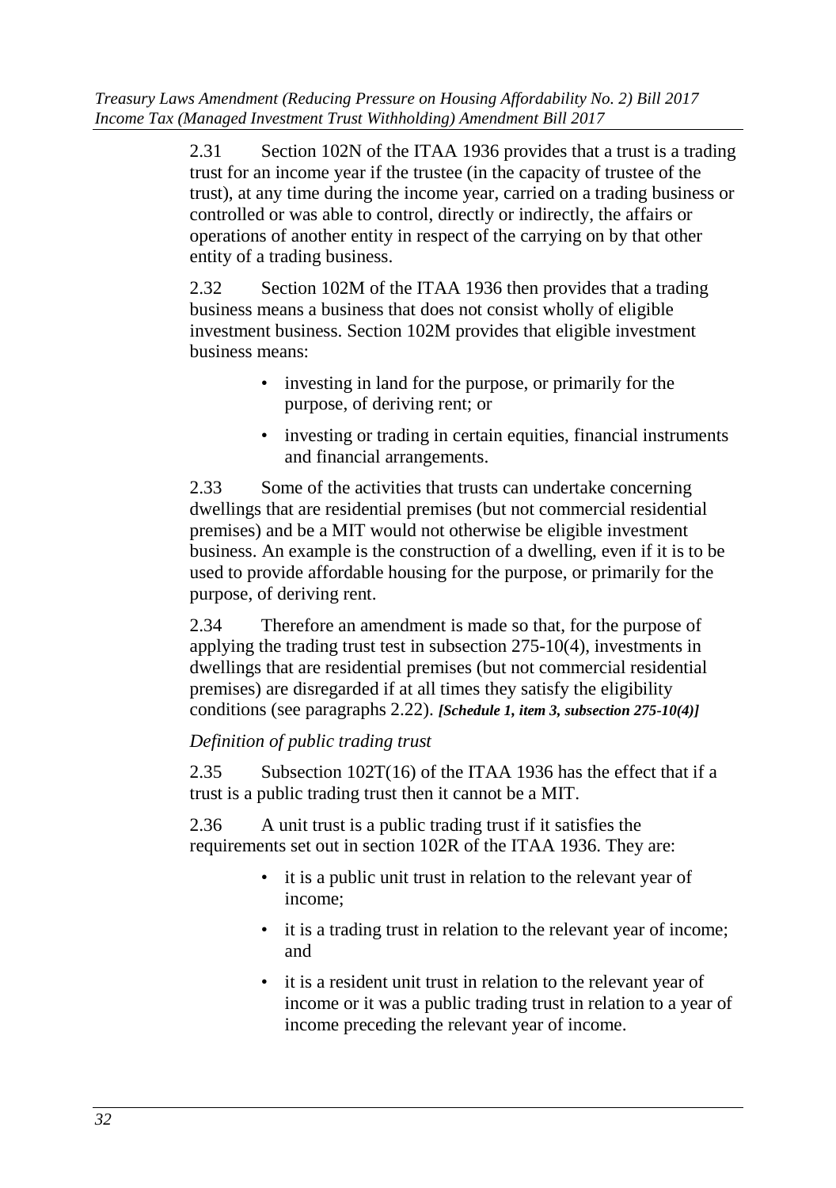2.31 Section 102N of the ITAA 1936 provides that a trust is a trading trust for an income year if the trustee (in the capacity of trustee of the trust), at any time during the income year, carried on a trading business or controlled or was able to control, directly or indirectly, the affairs or operations of another entity in respect of the carrying on by that other entity of a trading business.

2.32 Section 102M of the ITAA 1936 then provides that a trading business means a business that does not consist wholly of eligible investment business. Section 102M provides that eligible investment business means:

- investing in land for the purpose, or primarily for the purpose, of deriving rent; or
- investing or trading in certain equities, financial instruments and financial arrangements.

2.33 Some of the activities that trusts can undertake concerning dwellings that are residential premises (but not commercial residential premises) and be a MIT would not otherwise be eligible investment business. An example is the construction of a dwelling, even if it is to be used to provide affordable housing for the purpose, or primarily for the purpose, of deriving rent.

2.34 Therefore an amendment is made so that, for the purpose of applying the trading trust test in subsection 275-10(4), investments in dwellings that are residential premises (but not commercial residential premises) are disregarded if at all times they satisfy the eligibility conditions (see paragraphs 2.22). ***[Schedule 1, item 3, subsection 275-10(4)]***

*Definition of public trading trust*

2.35 Subsection 102T(16) of the ITAA 1936 has the effect that if a trust is a public trading trust then it cannot be a MIT.

2.36 A unit trust is a public trading trust if it satisfies the requirements set out in section 102R of the ITAA 1936. They are:

- it is a public unit trust in relation to the relevant year of income;
- it is a trading trust in relation to the relevant year of income; and
- it is a resident unit trust in relation to the relevant year of income or it was a public trading trust in relation to a year of income preceding the relevant year of income.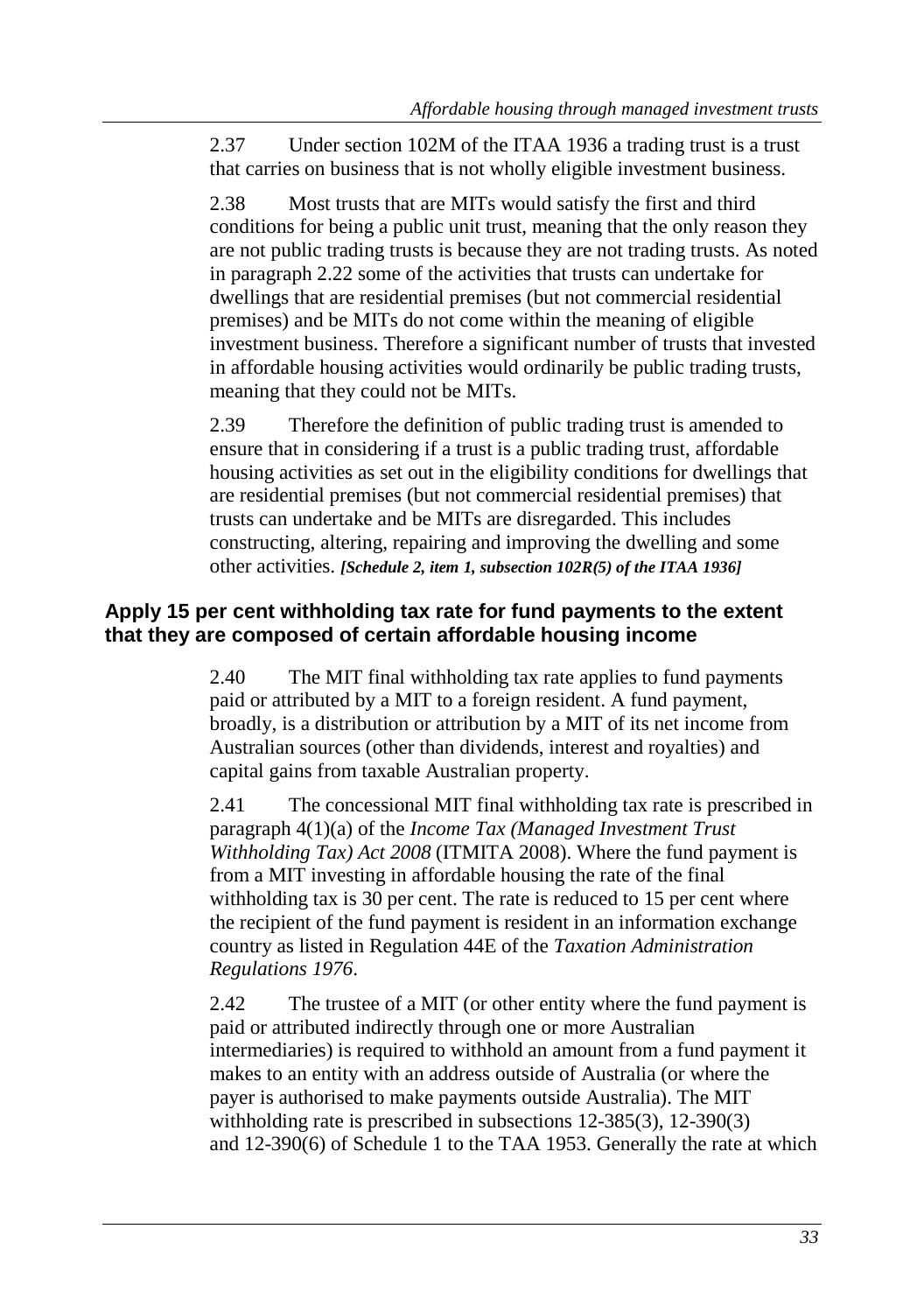2.37 Under section 102M of the ITAA 1936 a trading trust is a trust that carries on business that is not wholly eligible investment business.

2.38 Most trusts that are MITs would satisfy the first and third conditions for being a public unit trust, meaning that the only reason they are not public trading trusts is because they are not trading trusts. As noted in paragraph 2.22 some of the activities that trusts can undertake for dwellings that are residential premises (but not commercial residential premises) and be MITs do not come within the meaning of eligible investment business. Therefore a significant number of trusts that invested in affordable housing activities would ordinarily be public trading trusts, meaning that they could not be MITs.

2.39 Therefore the definition of public trading trust is amended to ensure that in considering if a trust is a public trading trust, affordable housing activities as set out in the eligibility conditions for dwellings that are residential premises (but not commercial residential premises) that trusts can undertake and be MITs are disregarded. This includes constructing, altering, repairing and improving the dwelling and some other activities. ***[Schedule 2, item 1, subsection 102R(5) of the ITAA 1936]***

### Apply 15 per cent withholding tax rate for fund payments to the extent that they are composed of certain affordable housing income

2.40 The MIT final withholding tax rate applies to fund payments paid or attributed by a MIT to a foreign resident. A fund payment, broadly, is a distribution or attribution by a MIT of its net income from Australian sources (other than dividends, interest and royalties) and capital gains from taxable Australian property.

2.41 The concessional MIT final withholding tax rate is prescribed in paragraph 4(1)(a) of the *Income Tax (Managed Investment Trust Withholding Tax) Act 2008* (ITMITA 2008). Where the fund payment is from a MIT investing in affordable housing the rate of the final withholding tax is 30 per cent. The rate is reduced to 15 per cent where the recipient of the fund payment is resident in an information exchange country as listed in Regulation 44E of the *Taxation Administration Regulations 1976*.

2.42 The trustee of a MIT (or other entity where the fund payment is paid or attributed indirectly through one or more Australian intermediaries) is required to withhold an amount from a fund payment it makes to an entity with an address outside of Australia (or where the payer is authorised to make payments outside Australia). The MIT withholding rate is prescribed in subsections 12-385(3), 12-390(3) and 12-390(6) of Schedule 1 to the TAA 1953. Generally the rate at which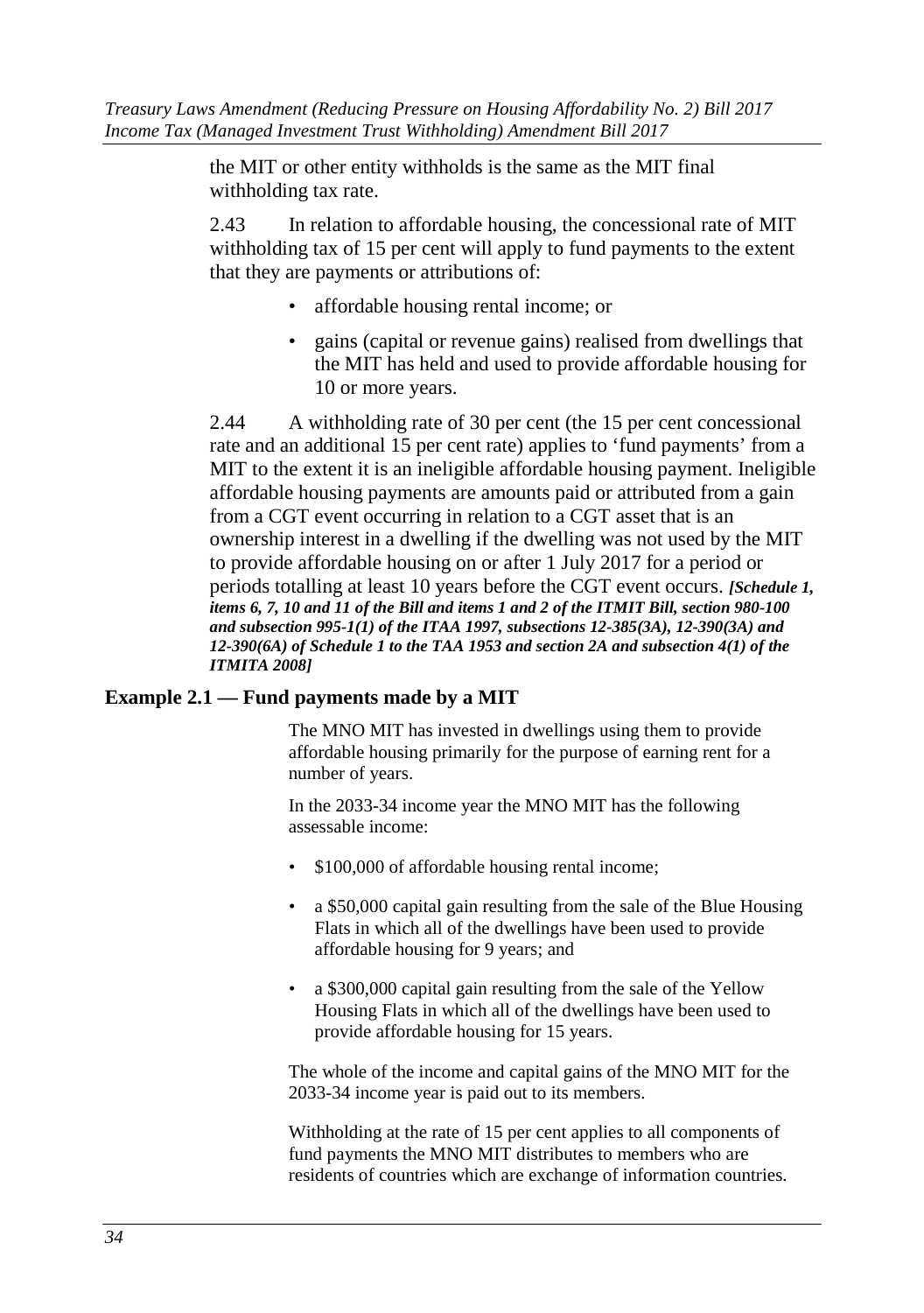the MIT or other entity withholds is the same as the MIT final withholding tax rate.

2.43 In relation to affordable housing, the concessional rate of MIT withholding tax of 15 per cent will apply to fund payments to the extent that they are payments or attributions of:

- affordable housing rental income; or
- gains (capital or revenue gains) realised from dwellings that the MIT has held and used to provide affordable housing for 10 or more years.

2.44 A withholding rate of 30 per cent (the 15 per cent concessional rate and an additional 15 per cent rate) applies to 'fund payments' from a MIT to the extent it is an ineligible affordable housing payment. Ineligible affordable housing payments are amounts paid or attributed from a gain from a CGT event occurring in relation to a CGT asset that is an ownership interest in a dwelling if the dwelling was not used by the MIT to provide affordable housing on or after 1 July 2017 for a period or periods totalling at least 10 years before the CGT event occurs. ***[Schedule 1, items 6, 7, 10 and 11 of the Bill and items 1 and 2 of the ITMIT Bill, section 980-100 and subsection 995-1(1) of the ITAA 1997, subsections 12-385(3A), 12-390(3A) and 12-390(6A) of Schedule 1 to the TAA 1953 and section 2A and subsection 4(1) of the ITMITA 2008]***

**Example 2.1 — Fund payments made by a MIT**

The MNO MIT has invested in dwellings using them to provide affordable housing primarily for the purpose of earning rent for a number of years.

In the 2033-34 income year the MNO MIT has the following assessable income:

- $100,000 of affordable housing rental income;
- a $50,000 capital gain resulting from the sale of the Blue Housing Flats in which all of the dwellings have been used to provide affordable housing for 9 years; and
- a $300,000 capital gain resulting from the sale of the Yellow Housing Flats in which all of the dwellings have been used to provide affordable housing for 15 years.

The whole of the income and capital gains of the MNO MIT for the 2033-34 income year is paid out to its members.

Withholding at the rate of 15 per cent applies to all components of fund payments the MNO MIT distributes to members who are residents of countries which are exchange of information countries.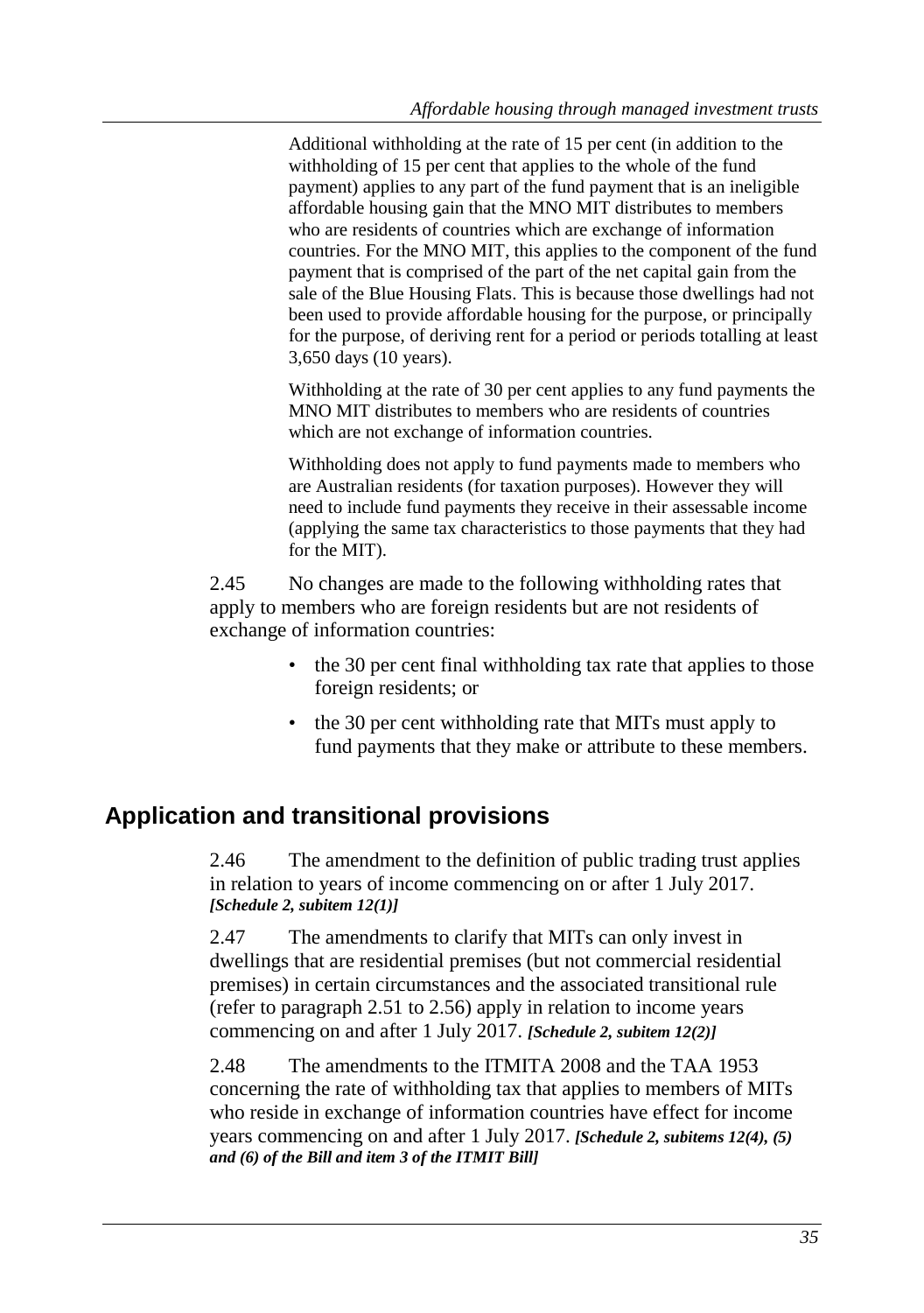Additional withholding at the rate of 15 per cent (in addition to the withholding of 15 per cent that applies to the whole of the fund payment) applies to any part of the fund payment that is an ineligible affordable housing gain that the MNO MIT distributes to members who are residents of countries which are exchange of information countries. For the MNO MIT, this applies to the component of the fund payment that is comprised of the part of the net capital gain from the sale of the Blue Housing Flats. This is because those dwellings had not been used to provide affordable housing for the purpose, or principally for the purpose, of deriving rent for a period or periods totalling at least 3,650 days (10 years).

Withholding at the rate of 30 per cent applies to any fund payments the MNO MIT distributes to members who are residents of countries which are not exchange of information countries.

Withholding does not apply to fund payments made to members who are Australian residents (for taxation purposes). However they will need to include fund payments they receive in their assessable income (applying the same tax characteristics to those payments that they had for the MIT).

2.45 No changes are made to the following withholding rates that apply to members who are foreign residents but are not residents of exchange of information countries:

- the 30 per cent final withholding tax rate that applies to those foreign residents; or
- the 30 per cent withholding rate that MITs must apply to fund payments that they make or attribute to these members.

## Application and transitional provisions

2.46 The amendment to the definition of public trading trust applies in relation to years of income commencing on or after 1 July 2017. ***[Schedule 2, subitem 12(1)]***

2.47 The amendments to clarify that MITs can only invest in dwellings that are residential premises (but not commercial residential premises) in certain circumstances and the associated transitional rule (refer to paragraph 2.51 to 2.56) apply in relation to income years commencing on and after 1 July 2017. ***[Schedule 2, subitem 12(2)]***

2.48 The amendments to the ITMITA 2008 and the TAA 1953 concerning the rate of withholding tax that applies to members of MITs who reside in exchange of information countries have effect for income years commencing on and after 1 July 2017. ***[Schedule 2, subitems 12(4), (5) and (6) of the Bill and item 3 of the ITMIT Bill]***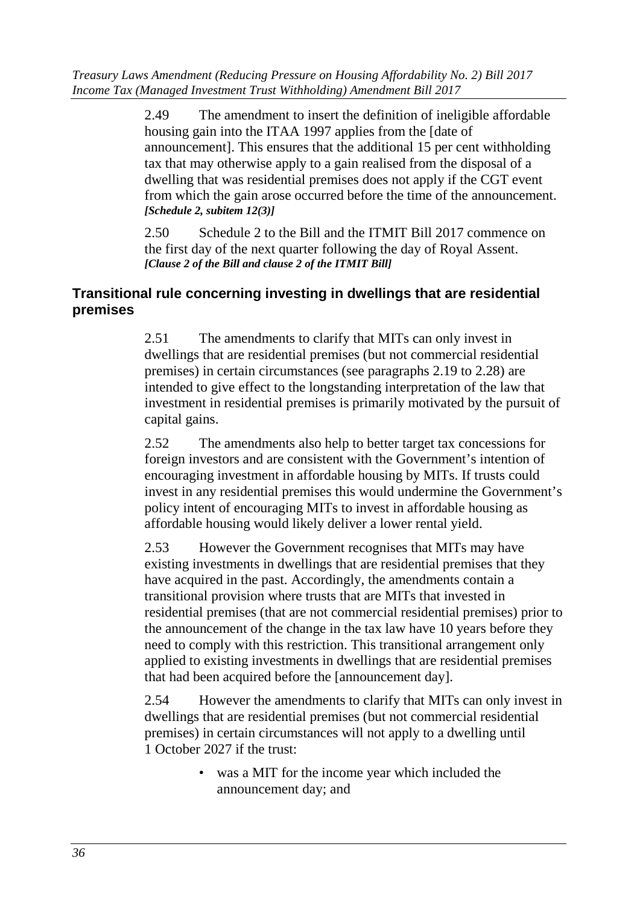2.49 The amendment to insert the definition of ineligible affordable housing gain into the ITAA 1997 applies from the [date of announcement]. This ensures that the additional 15 per cent withholding tax that may otherwise apply to a gain realised from the disposal of a dwelling that was residential premises does not apply if the CGT event from which the gain arose occurred before the time of the announcement. ***[Schedule 2, subitem 12(3)]***

2.50 Schedule 2 to the Bill and the ITMIT Bill 2017 commence on the first day of the next quarter following the day of Royal Assent. ***[Clause 2 of the Bill and clause 2 of the ITMIT Bill]***

### Transitional rule concerning investing in dwellings that are residential premises

2.51 The amendments to clarify that MITs can only invest in dwellings that are residential premises (but not commercial residential premises) in certain circumstances (see paragraphs 2.19 to 2.28) are intended to give effect to the longstanding interpretation of the law that investment in residential premises is primarily motivated by the pursuit of capital gains.

2.52 The amendments also help to better target tax concessions for foreign investors and are consistent with the Government's intention of encouraging investment in affordable housing by MITs. If trusts could invest in any residential premises this would undermine the Government's policy intent of encouraging MITs to invest in affordable housing as affordable housing would likely deliver a lower rental yield.

2.53 However the Government recognises that MITs may have existing investments in dwellings that are residential premises that they have acquired in the past. Accordingly, the amendments contain a transitional provision where trusts that are MITs that invested in residential premises (that are not commercial residential premises) prior to the announcement of the change in the tax law have 10 years before they need to comply with this restriction. This transitional arrangement only applied to existing investments in dwellings that are residential premises that had been acquired before the [announcement day].

2.54 However the amendments to clarify that MITs can only invest in dwellings that are residential premises (but not commercial residential premises) in certain circumstances will not apply to a dwelling until 1 October 2027 if the trust:

- was a MIT for the income year which included the announcement day; and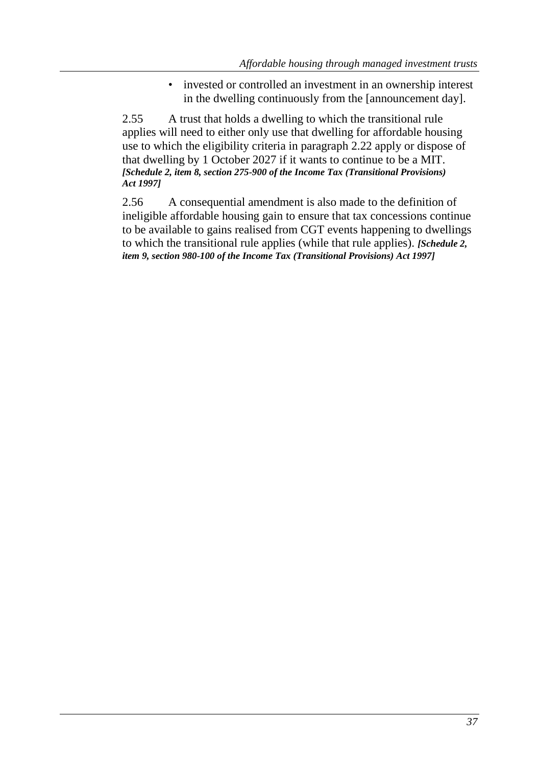- invested or controlled an investment in an ownership interest in the dwelling continuously from the [announcement day].

2.55 A trust that holds a dwelling to which the transitional rule applies will need to either only use that dwelling for affordable housing use to which the eligibility criteria in paragraph 2.22 apply or dispose of that dwelling by 1 October 2027 if it wants to continue to be a MIT. ***[Schedule 2, item 8, section 275-900 of the Income Tax (Transitional Provisions) Act 1997]***

2.56 A consequential amendment is also made to the definition of ineligible affordable housing gain to ensure that tax concessions continue to be available to gains realised from CGT events happening to dwellings to which the transitional rule applies (while that rule applies). ***[Schedule 2, item 9, section 980-100 of the Income Tax (Transitional Provisions) Act 1997]***